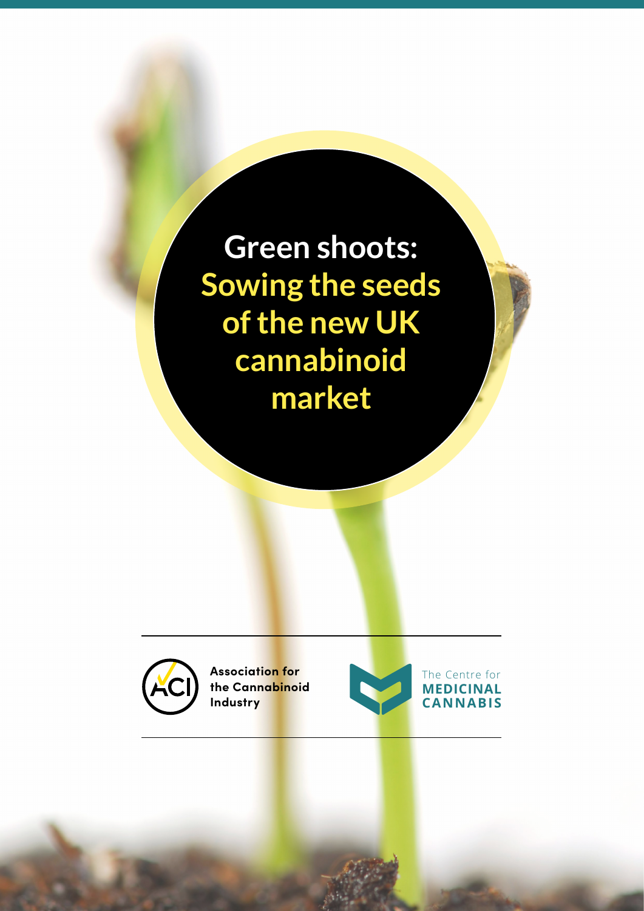# Green shoots: Sowing the seeds of the new UK cannabinoid market

Association for the Cannabinoid Industry

The Centre for MEDICINAL CANNABIS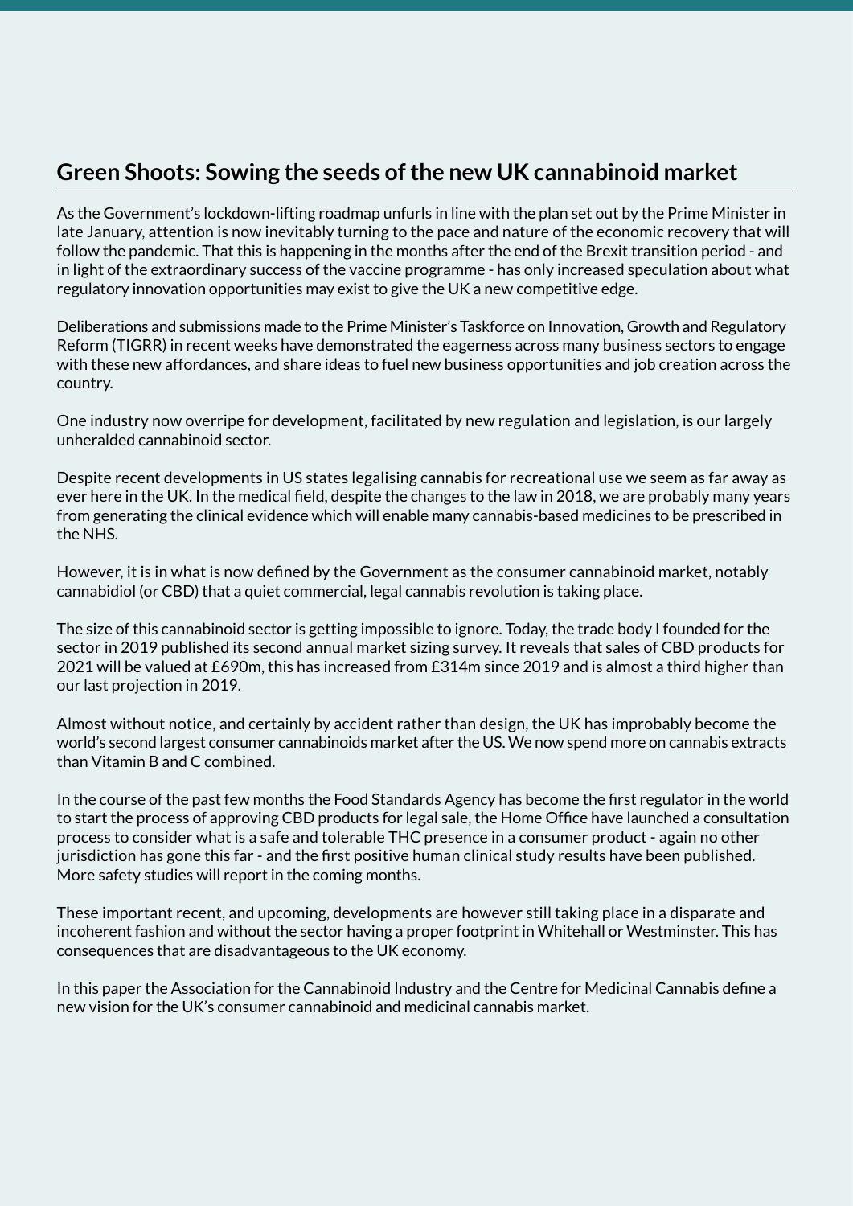## Green Shoots: Sowing the seeds of the new UK cannabinoid market

As the Government's lockdown-lifting roadmap unfurls in line with the plan set out by the Prime Minister in late January, attention is now inevitably turning to the pace and nature of the economic recovery that will follow the pandemic. That this is happening in the months after the end of the Brexit transition period - and in light of the extraordinary success of the vaccine programme - has only increased speculation about what regulatory innovation opportunities may exist to give the UK a new competitive edge.

Deliberations and submissions made to the Prime Minister's Taskforce on Innovation, Growth and Regulatory Reform (TIGRR) in recent weeks have demonstrated the eagerness across many business sectors to engage with these new affordances, and share ideas to fuel new business opportunities and job creation across the country.

One industry now overripe for development, facilitated by new regulation and legislation, is our largely unheralded cannabinoid sector.

Despite recent developments in US states legalising cannabis for recreational use we seem as far away as ever here in the UK. In the medical field, despite the changes to the law in 2018, we are probably many years from generating the clinical evidence which will enable many cannabis-based medicines to be prescribed in the NHS.

However, it is in what is now defined by the Government as the consumer cannabinoid market, notably cannabidiol (or CBD) that a quiet commercial, legal cannabis revolution is taking place.

The size of this cannabinoid sector is getting impossible to ignore. Today, the trade body I founded for the sector in 2019 published its second annual market sizing survey. It reveals that sales of CBD products for 2021 will be valued at £690m, this has increased from £314m since 2019 and is almost a third higher than our last projection in 2019.

Almost without notice, and certainly by accident rather than design, the UK has improbably become the world's second largest consumer cannabinoids market after the US. We now spend more on cannabis extracts than Vitamin B and C combined.

In the course of the past few months the Food Standards Agency has become the first regulator in the world to start the process of approving CBD products for legal sale, the Home Office have launched a consultation process to consider what is a safe and tolerable THC presence in a consumer product - again no other jurisdiction has gone this far - and the first positive human clinical study results have been published. More safety studies will report in the coming months.

These important recent, and upcoming, developments are however still taking place in a disparate and incoherent fashion and without the sector having a proper footprint in Whitehall or Westminster. This has consequences that are disadvantageous to the UK economy.

In this paper the Association for the Cannabinoid Industry and the Centre for Medicinal Cannabis define a new vision for the UK's consumer cannabinoid and medicinal cannabis market.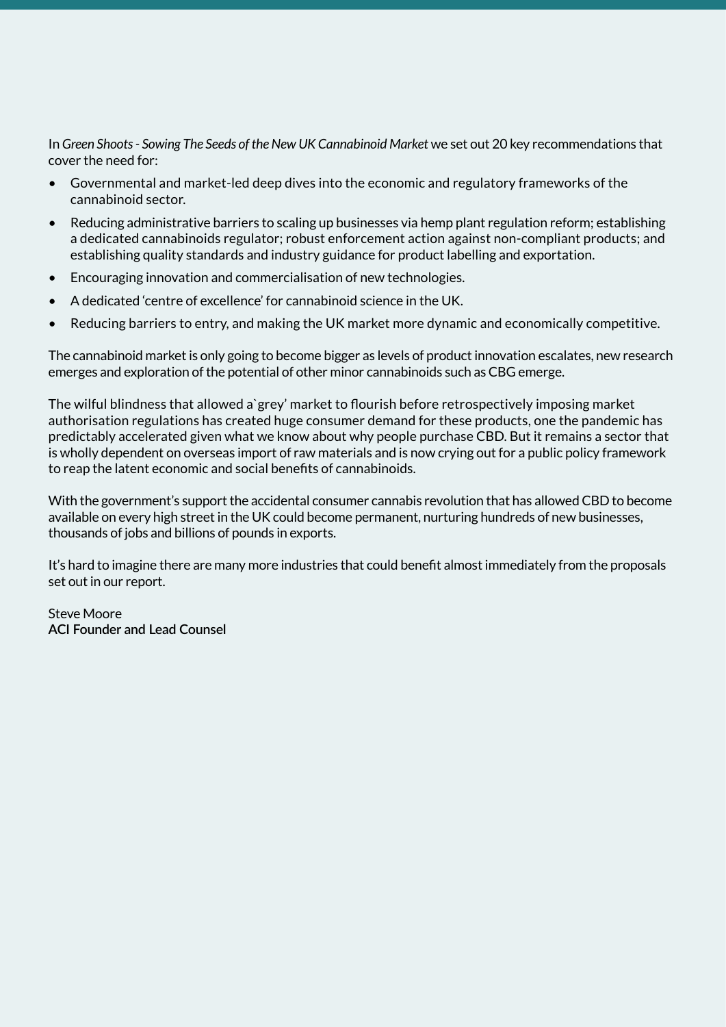In *Green Shoots - Sowing The Seeds of the New UK Cannabinoid Market* we set out 20 key recommendations that cover the need for:

- Governmental and market-led deep dives into the economic and regulatory frameworks of the cannabinoid sector.
- Reducing administrative barriers to scaling up businesses via hemp plant regulation reform; establishing a dedicated cannabinoids regulator; robust enforcement action against non-compliant products; and establishing quality standards and industry guidance for product labelling and exportation.
- Encouraging innovation and commercialisation of new technologies.
- A dedicated 'centre of excellence' for cannabinoid science in the UK.
- Reducing barriers to entry, and making the UK market more dynamic and economically competitive.

The cannabinoid market is only going to become bigger as levels of product innovation escalates, new research emerges and exploration of the potential of other minor cannabinoids such as CBG emerge.

The wilful blindness that allowed a`grey' market to flourish before retrospectively imposing market authorisation regulations has created huge consumer demand for these products, one the pandemic has predictably accelerated given what we know about why people purchase CBD. But it remains a sector that is wholly dependent on overseas import of raw materials and is now crying out for a public policy framework to reap the latent economic and social benefits of cannabinoids.

With the government's support the accidental consumer cannabis revolution that has allowed CBD to become available on every high street in the UK could become permanent, nurturing hundreds of new businesses, thousands of jobs and billions of pounds in exports.

It's hard to imagine there are many more industries that could benefit almost immediately from the proposals set out in our report.

Steve Moore
**ACI Founder and Lead Counsel**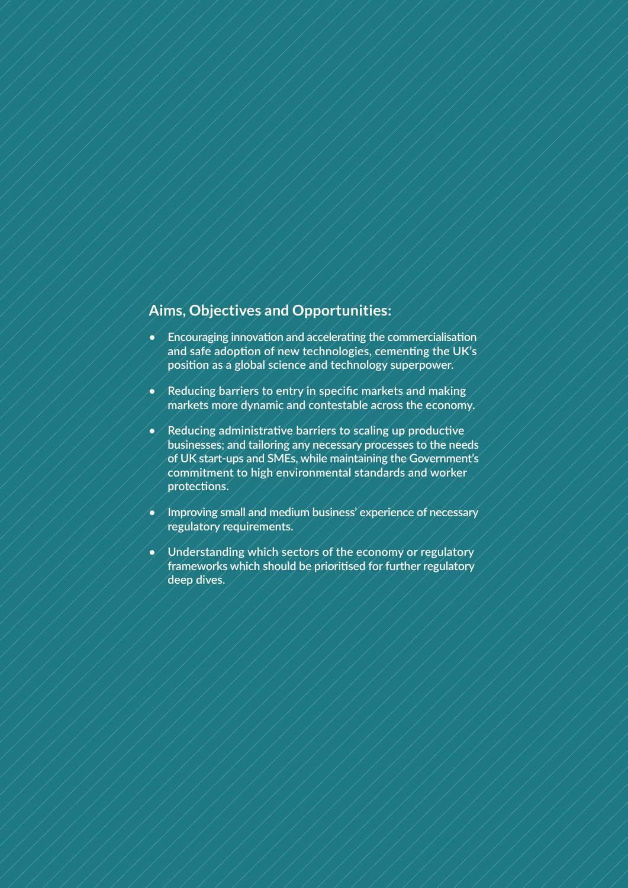## Aims, Objectives and Opportunities:

- Encouraging innovation and accelerating the commercialisation and safe adoption of new technologies, cementing the UK's position as a global science and technology superpower.
- Reducing barriers to entry in specific markets and making markets more dynamic and contestable across the economy.
- Reducing administrative barriers to scaling up productive businesses; and tailoring any necessary processes to the needs of UK start-ups and SMEs, while maintaining the Government's commitment to high environmental standards and worker protections.
- Improving small and medium business' experience of necessary regulatory requirements.
- Understanding which sectors of the economy or regulatory frameworks which should be prioritised for further regulatory deep dives.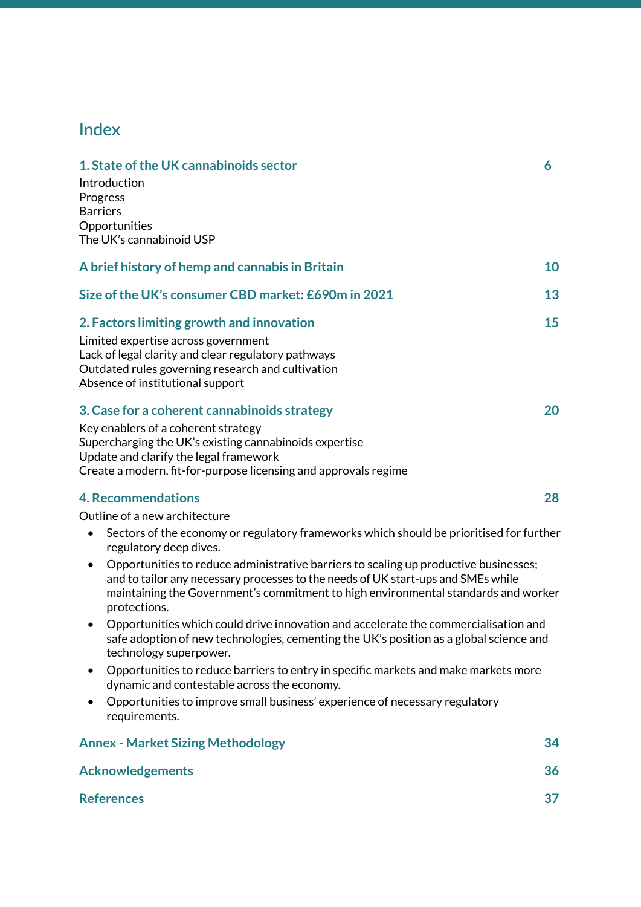# Index

**1. State of the UK cannabinoids sector** 6

Introduction
Progress
Barriers
Opportunities
The UK's cannabinoid USP

**A brief history of hemp and cannabis in Britain** 10

**Size of the UK's consumer CBD market: £690m in 2021** 13

**2. Factors limiting growth and innovation** 15

Limited expertise across government
Lack of legal clarity and clear regulatory pathways
Outdated rules governing research and cultivation
Absence of institutional support

**3. Case for a coherent cannabinoids strategy** 20

Key enablers of a coherent strategy
Supercharging the UK's existing cannabinoids expertise
Update and clarify the legal framework
Create a modern, fit-for-purpose licensing and approvals regime

**4. Recommendations** 28

Outline of a new architecture

- Sectors of the economy or regulatory frameworks which should be prioritised for further regulatory deep dives.
- Opportunities to reduce administrative barriers to scaling up productive businesses; and to tailor any necessary processes to the needs of UK start-ups and SMEs while maintaining the Government's commitment to high environmental standards and worker protections.
- Opportunities which could drive innovation and accelerate the commercialisation and safe adoption of new technologies, cementing the UK's position as a global science and technology superpower.
- Opportunities to reduce barriers to entry in specific markets and make markets more dynamic and contestable across the economy.
- Opportunities to improve small business' experience of necessary regulatory requirements.

**Annex - Market Sizing Methodology** 34

**Acknowledgements** 36

**References** 37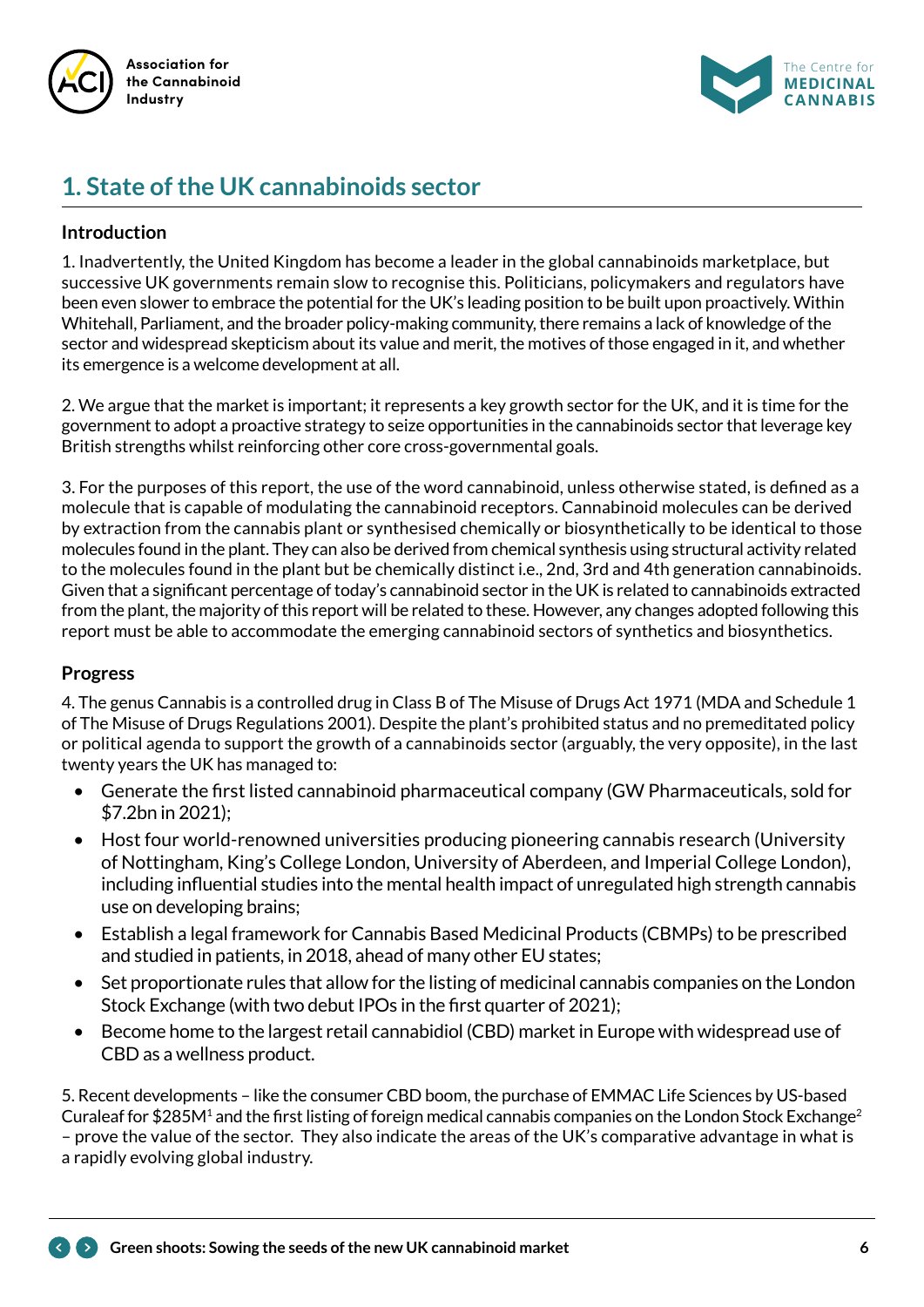## 1. State of the UK cannabinoids sector

### Introduction

1. Inadvertently, the United Kingdom has become a leader in the global cannabinoids marketplace, but successive UK governments remain slow to recognise this. Politicians, policymakers and regulators have been even slower to embrace the potential for the UK's leading position to be built upon proactively. Within Whitehall, Parliament, and the broader policy-making community, there remains a lack of knowledge of the sector and widespread skepticism about its value and merit, the motives of those engaged in it, and whether its emergence is a welcome development at all.

2. We argue that the market is important; it represents a key growth sector for the UK, and it is time for the government to adopt a proactive strategy to seize opportunities in the cannabinoids sector that leverage key British strengths whilst reinforcing other core cross-governmental goals.

3. For the purposes of this report, the use of the word cannabinoid, unless otherwise stated, is defined as a molecule that is capable of modulating the cannabinoid receptors. Cannabinoid molecules can be derived by extraction from the cannabis plant or synthesised chemically or biosynthetically to be identical to those molecules found in the plant. They can also be derived from chemical synthesis using structural activity related to the molecules found in the plant but be chemically distinct i.e., 2nd, 3rd and 4th generation cannabinoids. Given that a significant percentage of today's cannabinoid sector in the UK is related to cannabinoids extracted from the plant, the majority of this report will be related to these. However, any changes adopted following this report must be able to accommodate the emerging cannabinoid sectors of synthetics and biosynthetics.

### Progress

4. The genus Cannabis is a controlled drug in Class B of The Misuse of Drugs Act 1971 (MDA and Schedule 1 of The Misuse of Drugs Regulations 2001). Despite the plant's prohibited status and no premeditated policy or political agenda to support the growth of a cannabinoids sector (arguably, the very opposite), in the last twenty years the UK has managed to:

- Generate the first listed cannabinoid pharmaceutical company (GW Pharmaceuticals, sold for $7.2bn in 2021);
- Host four world-renowned universities producing pioneering cannabis research (University of Nottingham, King's College London, University of Aberdeen, and Imperial College London), including influential studies into the mental health impact of unregulated high strength cannabis use on developing brains;
- Establish a legal framework for Cannabis Based Medicinal Products (CBMPs) to be prescribed and studied in patients, in 2018, ahead of many other EU states;
- Set proportionate rules that allow for the listing of medicinal cannabis companies on the London Stock Exchange (with two debut IPOs in the first quarter of 2021);
- Become home to the largest retail cannabidiol (CBD) market in Europe with widespread use of CBD as a wellness product.

5. Recent developments – like the consumer CBD boom, the purchase of EMMAC Life Sciences by US-based Curaleaf for $285M[1] and the first listing of foreign medical cannabis companies on the London Stock Exchange[2] – prove the value of the sector. They also indicate the areas of the UK's comparative advantage in what is a rapidly evolving global industry.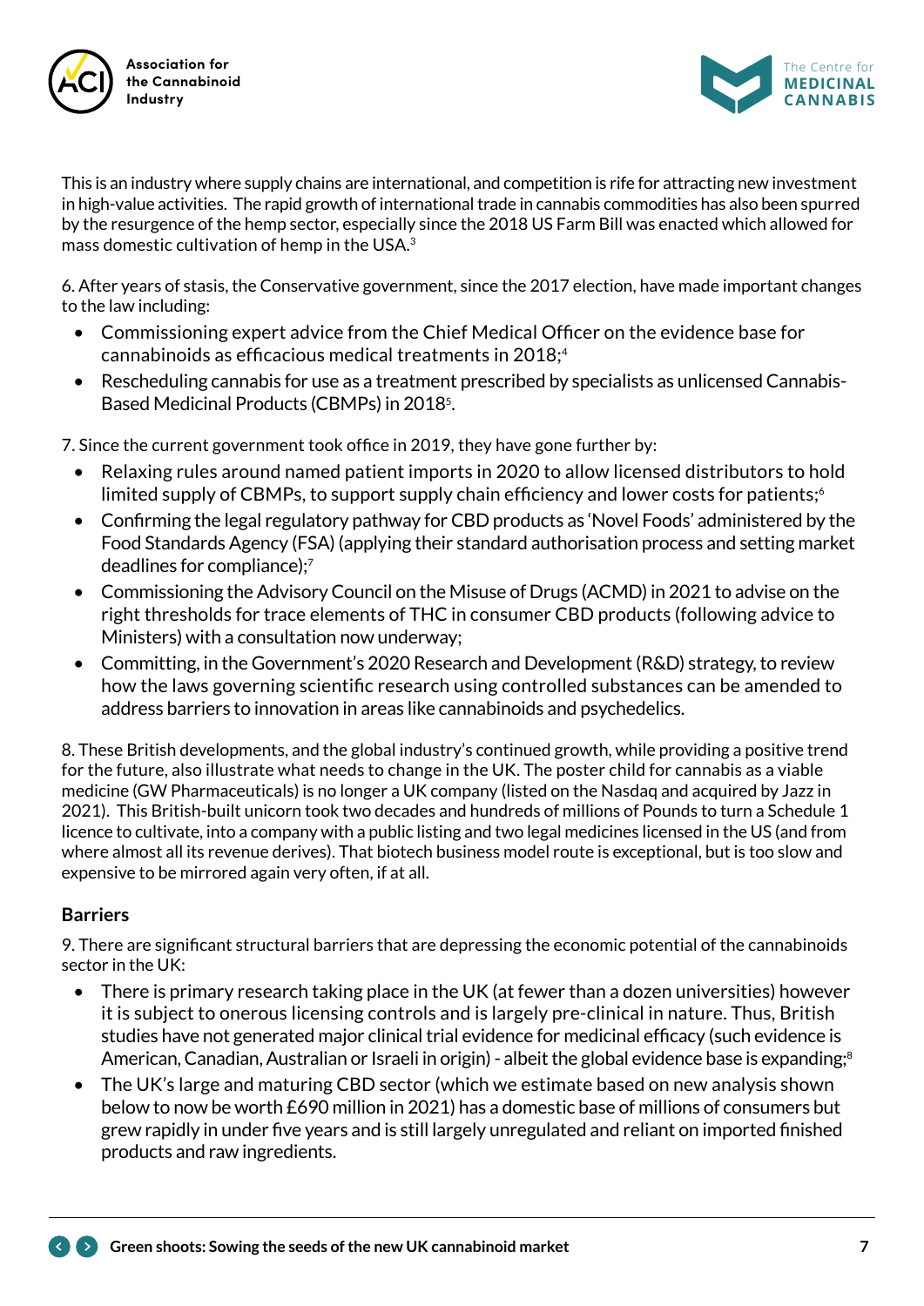This is an industry where supply chains are international, and competition is rife for attracting new investment in high-value activities. The rapid growth of international trade in cannabis commodities has also been spurred by the resurgence of the hemp sector, especially since the 2018 US Farm Bill was enacted which allowed for mass domestic cultivation of hemp in the USA.[3]

6. After years of stasis, the Conservative government, since the 2017 election, have made important changes to the law including:

- Commissioning expert advice from the Chief Medical Officer on the evidence base for cannabinoids as efficacious medical treatments in 2018;[4]
- Rescheduling cannabis for use as a treatment prescribed by specialists as unlicensed Cannabis-Based Medicinal Products (CBMPs) in 2018[5].

7. Since the current government took office in 2019, they have gone further by:

- Relaxing rules around named patient imports in 2020 to allow licensed distributors to hold limited supply of CBMPs, to support supply chain efficiency and lower costs for patients;[6]
- Confirming the legal regulatory pathway for CBD products as 'Novel Foods' administered by the Food Standards Agency (FSA) (applying their standard authorisation process and setting market deadlines for compliance);[7]
- Commissioning the Advisory Council on the Misuse of Drugs (ACMD) in 2021 to advise on the right thresholds for trace elements of THC in consumer CBD products (following advice to Ministers) with a consultation now underway;
- Committing, in the Government's 2020 Research and Development (R&D) strategy, to review how the laws governing scientific research using controlled substances can be amended to address barriers to innovation in areas like cannabinoids and psychedelics.

8. These British developments, and the global industry's continued growth, while providing a positive trend for the future, also illustrate what needs to change in the UK. The poster child for cannabis as a viable medicine (GW Pharmaceuticals) is no longer a UK company (listed on the Nasdaq and acquired by Jazz in 2021). This British-built unicorn took two decades and hundreds of millions of Pounds to turn a Schedule 1 licence to cultivate, into a company with a public listing and two legal medicines licensed in the US (and from where almost all its revenue derives). That biotech business model route is exceptional, but is too slow and expensive to be mirrored again very often, if at all.

### Barriers

9. There are significant structural barriers that are depressing the economic potential of the cannabinoids sector in the UK:

- There is primary research taking place in the UK (at fewer than a dozen universities) however it is subject to onerous licensing controls and is largely pre-clinical in nature. Thus, British studies have not generated major clinical trial evidence for medicinal efficacy (such evidence is American, Canadian, Australian or Israeli in origin) - albeit the global evidence base is expanding;[8]
- The UK's large and maturing CBD sector (which we estimate based on new analysis shown below to now be worth £690 million in 2021) has a domestic base of millions of consumers but grew rapidly in under five years and is still largely unregulated and reliant on imported finished products and raw ingredients.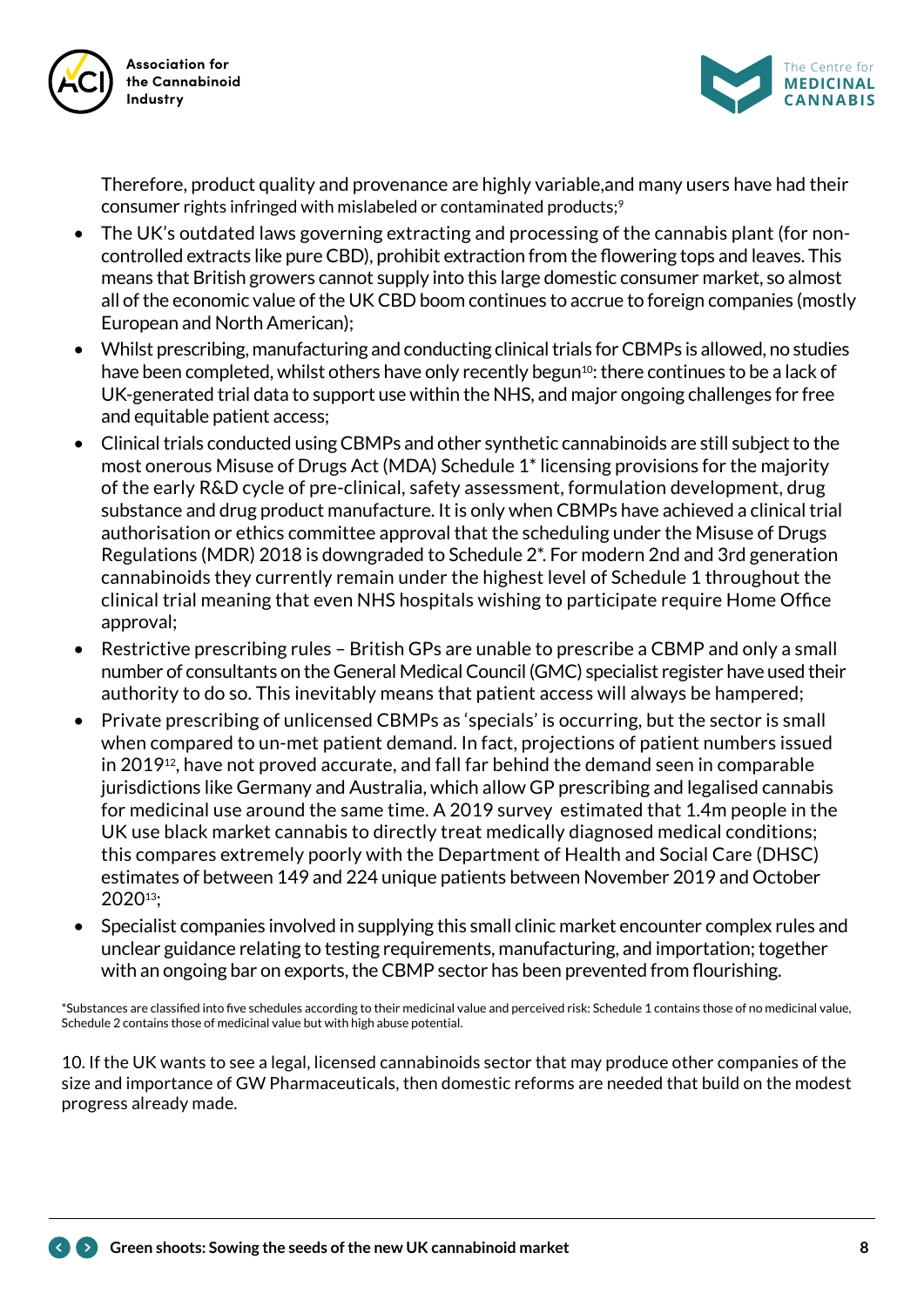Therefore, product quality and provenance are highly variable,and many users have had their consumer rights infringed with mislabeled or contaminated products;[9]

- The UK's outdated laws governing extracting and processing of the cannabis plant (for non-controlled extracts like pure CBD), prohibit extraction from the flowering tops and leaves. This means that British growers cannot supply into this large domestic consumer market, so almost all of the economic value of the UK CBD boom continues to accrue to foreign companies (mostly European and North American);
- Whilst prescribing, manufacturing and conducting clinical trials for CBMPs is allowed, no studies have been completed, whilst others have only recently begun[10]: there continues to be a lack of UK-generated trial data to support use within the NHS, and major ongoing challenges for free and equitable patient access;
- Clinical trials conducted using CBMPs and other synthetic cannabinoids are still subject to the most onerous Misuse of Drugs Act (MDA) Schedule 1* licensing provisions for the majority of the early R&D cycle of pre-clinical, safety assessment, formulation development, drug substance and drug product manufacture. It is only when CBMPs have achieved a clinical trial authorisation or ethics committee approval that the scheduling under the Misuse of Drugs Regulations (MDR) 2018 is downgraded to Schedule 2*. For modern 2nd and 3rd generation cannabinoids they currently remain under the highest level of Schedule 1 throughout the clinical trial meaning that even NHS hospitals wishing to participate require Home Office approval;
- Restrictive prescribing rules – British GPs are unable to prescribe a CBMP and only a small number of consultants on the General Medical Council (GMC) specialist register have used their authority to do so. This inevitably means that patient access will always be hampered;
- Private prescribing of unlicensed CBMPs as 'specials' is occurring, but the sector is small when compared to un-met patient demand. In fact, projections of patient numbers issued in 2019[12], have not proved accurate, and fall far behind the demand seen in comparable jurisdictions like Germany and Australia, which allow GP prescribing and legalised cannabis for medicinal use around the same time. A 2019 survey estimated that 1.4m people in the UK use black market cannabis to directly treat medically diagnosed medical conditions; this compares extremely poorly with the Department of Health and Social Care (DHSC) estimates of between 149 and 224 unique patients between November 2019 and October 2020[13];
- Specialist companies involved in supplying this small clinic market encounter complex rules and unclear guidance relating to testing requirements, manufacturing, and importation; together with an ongoing bar on exports, the CBMP sector has been prevented from flourishing.

*Substances are classified into five schedules according to their medicinal value and perceived risk: Schedule 1 contains those of no medicinal value, Schedule 2 contains those of medicinal value but with high abuse potential.

10. If the UK wants to see a legal, licensed cannabinoids sector that may produce other companies of the size and importance of GW Pharmaceuticals, then domestic reforms are needed that build on the modest progress already made.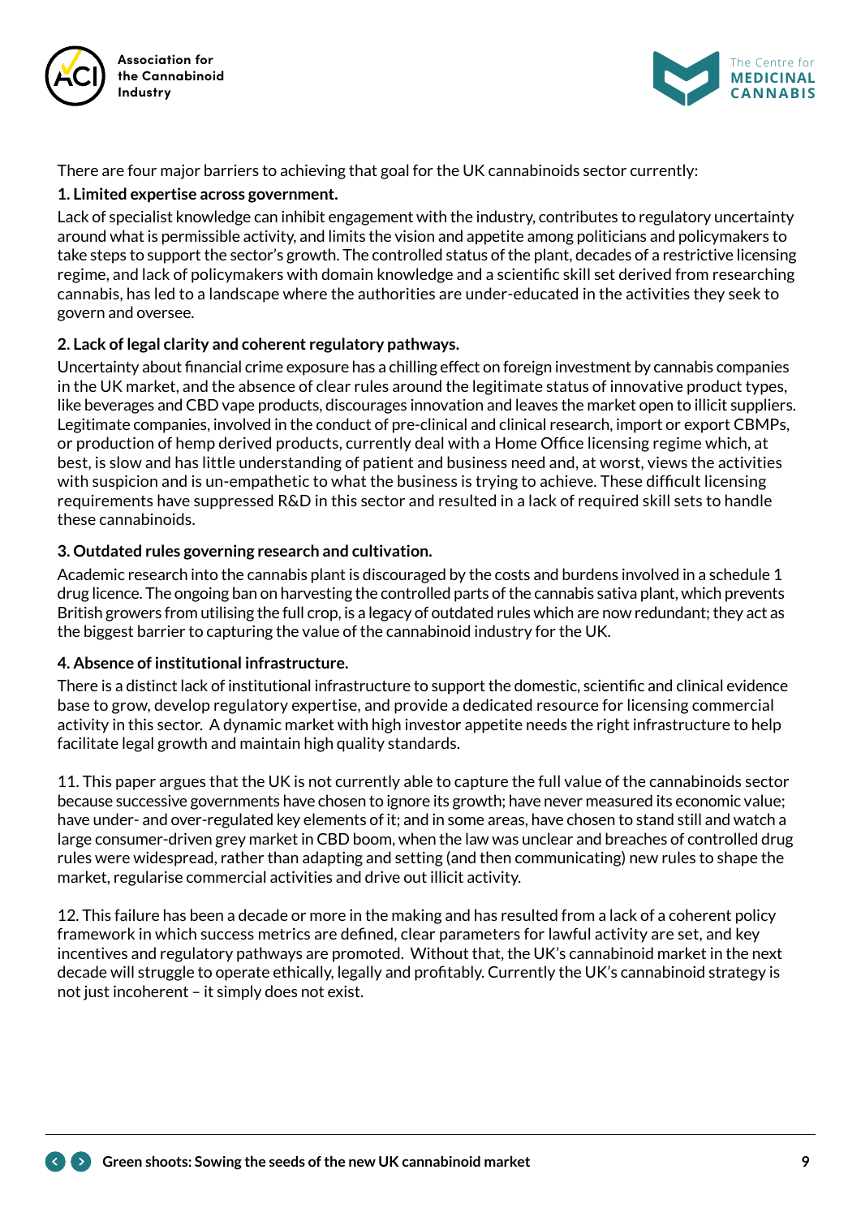There are four major barriers to achieving that goal for the UK cannabinoids sector currently:

**1. Limited expertise across government.**

Lack of specialist knowledge can inhibit engagement with the industry, contributes to regulatory uncertainty around what is permissible activity, and limits the vision and appetite among politicians and policymakers to take steps to support the sector's growth. The controlled status of the plant, decades of a restrictive licensing regime, and lack of policymakers with domain knowledge and a scientific skill set derived from researching cannabis, has led to a landscape where the authorities are under-educated in the activities they seek to govern and oversee.

**2. Lack of legal clarity and coherent regulatory pathways.**

Uncertainty about financial crime exposure has a chilling effect on foreign investment by cannabis companies in the UK market, and the absence of clear rules around the legitimate status of innovative product types, like beverages and CBD vape products, discourages innovation and leaves the market open to illicit suppliers. Legitimate companies, involved in the conduct of pre-clinical and clinical research, import or export CBMPs, or production of hemp derived products, currently deal with a Home Office licensing regime which, at best, is slow and has little understanding of patient and business need and, at worst, views the activities with suspicion and is un-empathetic to what the business is trying to achieve. These difficult licensing requirements have suppressed R&D in this sector and resulted in a lack of required skill sets to handle these cannabinoids.

**3. Outdated rules governing research and cultivation.**

Academic research into the cannabis plant is discouraged by the costs and burdens involved in a schedule 1 drug licence. The ongoing ban on harvesting the controlled parts of the cannabis sativa plant, which prevents British growers from utilising the full crop, is a legacy of outdated rules which are now redundant; they act as the biggest barrier to capturing the value of the cannabinoid industry for the UK.

**4. Absence of institutional infrastructure.**

There is a distinct lack of institutional infrastructure to support the domestic, scientific and clinical evidence base to grow, develop regulatory expertise, and provide a dedicated resource for licensing commercial activity in this sector. A dynamic market with high investor appetite needs the right infrastructure to help facilitate legal growth and maintain high quality standards.

11. This paper argues that the UK is not currently able to capture the full value of the cannabinoids sector because successive governments have chosen to ignore its growth; have never measured its economic value; have under- and over-regulated key elements of it; and in some areas, have chosen to stand still and watch a large consumer-driven grey market in CBD boom, when the law was unclear and breaches of controlled drug rules were widespread, rather than adapting and setting (and then communicating) new rules to shape the market, regularise commercial activities and drive out illicit activity.

12. This failure has been a decade or more in the making and has resulted from a lack of a coherent policy framework in which success metrics are defined, clear parameters for lawful activity are set, and key incentives and regulatory pathways are promoted. Without that, the UK's cannabinoid market in the next decade will struggle to operate ethically, legally and profitably. Currently the UK's cannabinoid strategy is not just incoherent – it simply does not exist.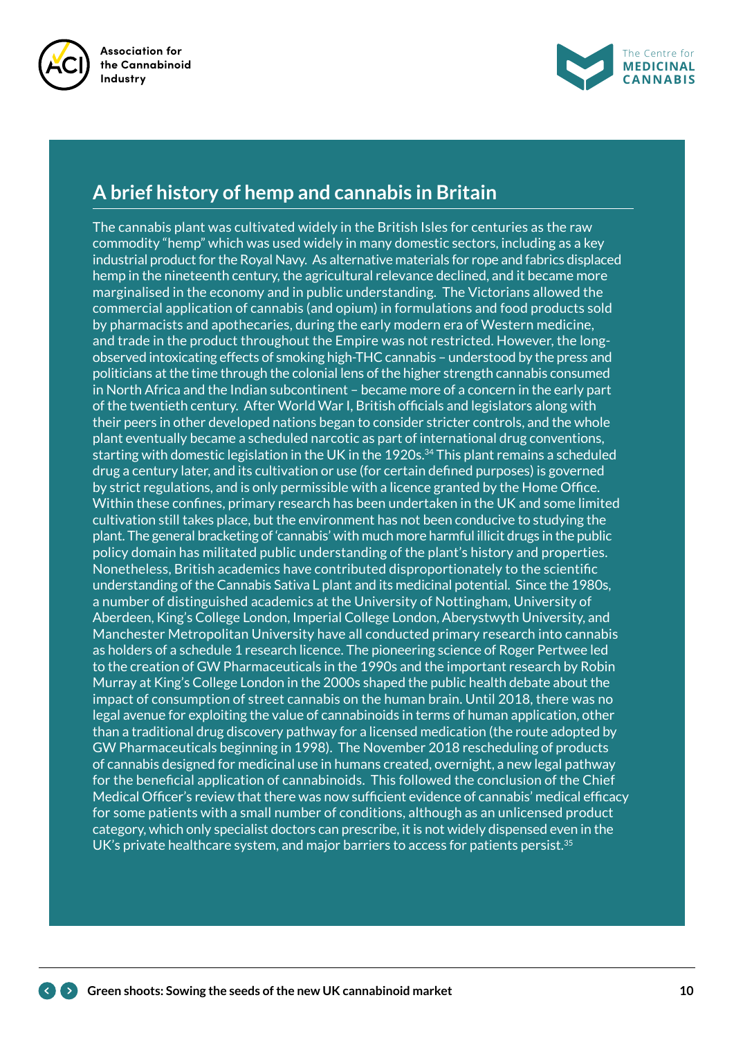## A brief history of hemp and cannabis in Britain

The cannabis plant was cultivated widely in the British Isles for centuries as the raw commodity "hemp" which was used widely in many domestic sectors, including as a key industrial product for the Royal Navy. As alternative materials for rope and fabrics displaced hemp in the nineteenth century, the agricultural relevance declined, and it became more marginalised in the economy and in public understanding. The Victorians allowed the commercial application of cannabis (and opium) in formulations and food products sold by pharmacists and apothecaries, during the early modern era of Western medicine, and trade in the product throughout the Empire was not restricted. However, the long-observed intoxicating effects of smoking high-THC cannabis – understood by the press and politicians at the time through the colonial lens of the higher strength cannabis consumed in North Africa and the Indian subcontinent – became more of a concern in the early part of the twentieth century. After World War I, British officials and legislators along with their peers in other developed nations began to consider stricter controls, and the whole plant eventually became a scheduled narcotic as part of international drug conventions, starting with domestic legislation in the UK in the 1920s.[34] This plant remains a scheduled drug a century later, and its cultivation or use (for certain defined purposes) is governed by strict regulations, and is only permissible with a licence granted by the Home Office. Within these confines, primary research has been undertaken in the UK and some limited cultivation still takes place, but the environment has not been conducive to studying the plant. The general bracketing of 'cannabis' with much more harmful illicit drugs in the public policy domain has militated public understanding of the plant's history and properties. Nonetheless, British academics have contributed disproportionately to the scientific understanding of the Cannabis Sativa L plant and its medicinal potential. Since the 1980s, a number of distinguished academics at the University of Nottingham, University of Aberdeen, King's College London, Imperial College London, Aberystwyth University, and Manchester Metropolitan University have all conducted primary research into cannabis as holders of a schedule 1 research licence. The pioneering science of Roger Pertwee led to the creation of GW Pharmaceuticals in the 1990s and the important research by Robin Murray at King's College London in the 2000s shaped the public health debate about the impact of consumption of street cannabis on the human brain. Until 2018, there was no legal avenue for exploiting the value of cannabinoids in terms of human application, other than a traditional drug discovery pathway for a licensed medication (the route adopted by GW Pharmaceuticals beginning in 1998). The November 2018 rescheduling of products of cannabis designed for medicinal use in humans created, overnight, a new legal pathway for the beneficial application of cannabinoids. This followed the conclusion of the Chief Medical Officer's review that there was now sufficient evidence of cannabis' medical efficacy for some patients with a small number of conditions, although as an unlicensed product category, which only specialist doctors can prescribe, it is not widely dispensed even in the UK's private healthcare system, and major barriers to access for patients persist.[35]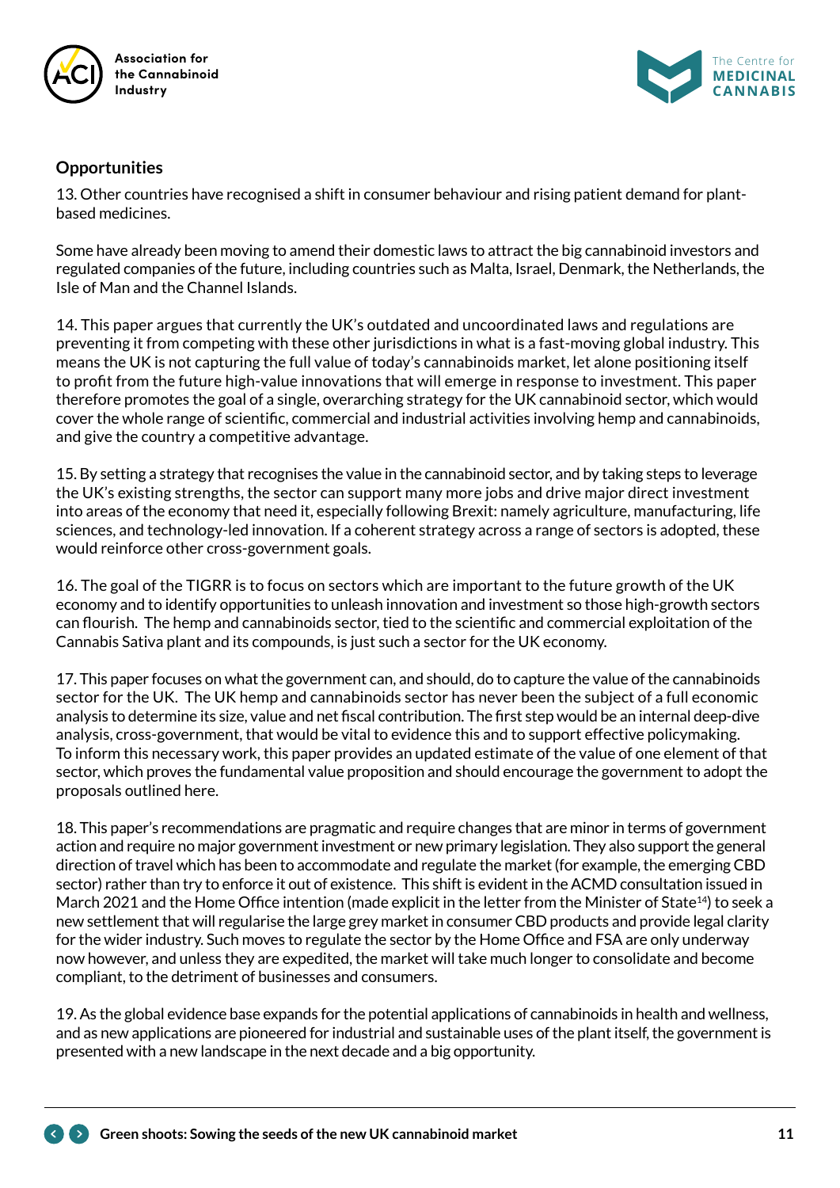## Opportunities

13. Other countries have recognised a shift in consumer behaviour and rising patient demand for plant-based medicines.

Some have already been moving to amend their domestic laws to attract the big cannabinoid investors and regulated companies of the future, including countries such as Malta, Israel, Denmark, the Netherlands, the Isle of Man and the Channel Islands.

14. This paper argues that currently the UK's outdated and uncoordinated laws and regulations are preventing it from competing with these other jurisdictions in what is a fast-moving global industry. This means the UK is not capturing the full value of today's cannabinoids market, let alone positioning itself to profit from the future high-value innovations that will emerge in response to investment. This paper therefore promotes the goal of a single, overarching strategy for the UK cannabinoid sector, which would cover the whole range of scientific, commercial and industrial activities involving hemp and cannabinoids, and give the country a competitive advantage.

15. By setting a strategy that recognises the value in the cannabinoid sector, and by taking steps to leverage the UK's existing strengths, the sector can support many more jobs and drive major direct investment into areas of the economy that need it, especially following Brexit: namely agriculture, manufacturing, life sciences, and technology-led innovation. If a coherent strategy across a range of sectors is adopted, these would reinforce other cross-government goals.

16. The goal of the TIGRR is to focus on sectors which are important to the future growth of the UK economy and to identify opportunities to unleash innovation and investment so those high-growth sectors can flourish. The hemp and cannabinoids sector, tied to the scientific and commercial exploitation of the Cannabis Sativa plant and its compounds, is just such a sector for the UK economy.

17. This paper focuses on what the government can, and should, do to capture the value of the cannabinoids sector for the UK. The UK hemp and cannabinoids sector has never been the subject of a full economic analysis to determine its size, value and net fiscal contribution. The first step would be an internal deep-dive analysis, cross-government, that would be vital to evidence this and to support effective policymaking. To inform this necessary work, this paper provides an updated estimate of the value of one element of that sector, which proves the fundamental value proposition and should encourage the government to adopt the proposals outlined here.

18. This paper's recommendations are pragmatic and require changes that are minor in terms of government action and require no major government investment or new primary legislation. They also support the general direction of travel which has been to accommodate and regulate the market (for example, the emerging CBD sector) rather than try to enforce it out of existence. This shift is evident in the ACMD consultation issued in March 2021 and the Home Office intention (made explicit in the letter from the Minister of State[14]) to seek a new settlement that will regularise the large grey market in consumer CBD products and provide legal clarity for the wider industry. Such moves to regulate the sector by the Home Office and FSA are only underway now however, and unless they are expedited, the market will take much longer to consolidate and become compliant, to the detriment of businesses and consumers.

19. As the global evidence base expands for the potential applications of cannabinoids in health and wellness, and as new applications are pioneered for industrial and sustainable uses of the plant itself, the government is presented with a new landscape in the next decade and a big opportunity.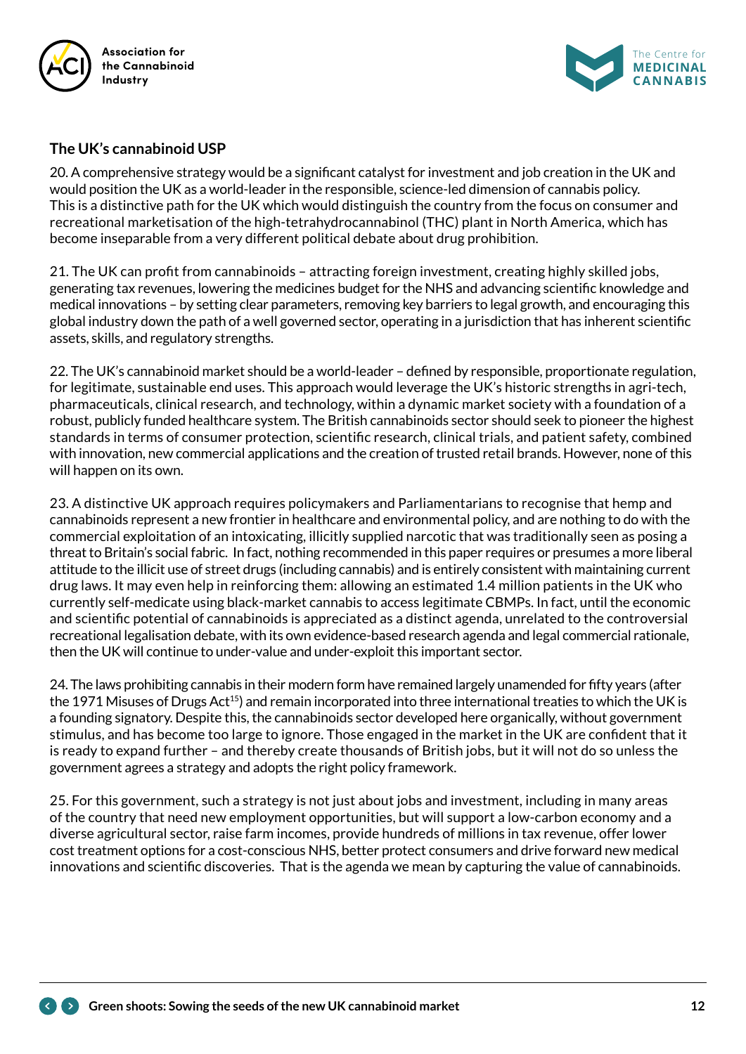## The UK's cannabinoid USP

20. A comprehensive strategy would be a significant catalyst for investment and job creation in the UK and would position the UK as a world-leader in the responsible, science-led dimension of cannabis policy. This is a distinctive path for the UK which would distinguish the country from the focus on consumer and recreational marketisation of the high-tetrahydrocannabinol (THC) plant in North America, which has become inseparable from a very different political debate about drug prohibition.

21. The UK can profit from cannabinoids – attracting foreign investment, creating highly skilled jobs, generating tax revenues, lowering the medicines budget for the NHS and advancing scientific knowledge and medical innovations – by setting clear parameters, removing key barriers to legal growth, and encouraging this global industry down the path of a well governed sector, operating in a jurisdiction that has inherent scientific assets, skills, and regulatory strengths.

22. The UK's cannabinoid market should be a world-leader – defined by responsible, proportionate regulation, for legitimate, sustainable end uses. This approach would leverage the UK's historic strengths in agri-tech, pharmaceuticals, clinical research, and technology, within a dynamic market society with a foundation of a robust, publicly funded healthcare system. The British cannabinoids sector should seek to pioneer the highest standards in terms of consumer protection, scientific research, clinical trials, and patient safety, combined with innovation, new commercial applications and the creation of trusted retail brands. However, none of this will happen on its own.

23. A distinctive UK approach requires policymakers and Parliamentarians to recognise that hemp and cannabinoids represent a new frontier in healthcare and environmental policy, and are nothing to do with the commercial exploitation of an intoxicating, illicitly supplied narcotic that was traditionally seen as posing a threat to Britain's social fabric. In fact, nothing recommended in this paper requires or presumes a more liberal attitude to the illicit use of street drugs (including cannabis) and is entirely consistent with maintaining current drug laws. It may even help in reinforcing them: allowing an estimated 1.4 million patients in the UK who currently self-medicate using black-market cannabis to access legitimate CBMPs. In fact, until the economic and scientific potential of cannabinoids is appreciated as a distinct agenda, unrelated to the controversial recreational legalisation debate, with its own evidence-based research agenda and legal commercial rationale, then the UK will continue to under-value and under-exploit this important sector.

24. The laws prohibiting cannabis in their modern form have remained largely unamended for fifty years (after the 1971 Misuses of Drugs Act[15]) and remain incorporated into three international treaties to which the UK is a founding signatory. Despite this, the cannabinoids sector developed here organically, without government stimulus, and has become too large to ignore. Those engaged in the market in the UK are confident that it is ready to expand further – and thereby create thousands of British jobs, but it will not do so unless the government agrees a strategy and adopts the right policy framework.

25. For this government, such a strategy is not just about jobs and investment, including in many areas of the country that need new employment opportunities, but will support a low-carbon economy and a diverse agricultural sector, raise farm incomes, provide hundreds of millions in tax revenue, offer lower cost treatment options for a cost-conscious NHS, better protect consumers and drive forward new medical innovations and scientific discoveries. That is the agenda we mean by capturing the value of cannabinoids.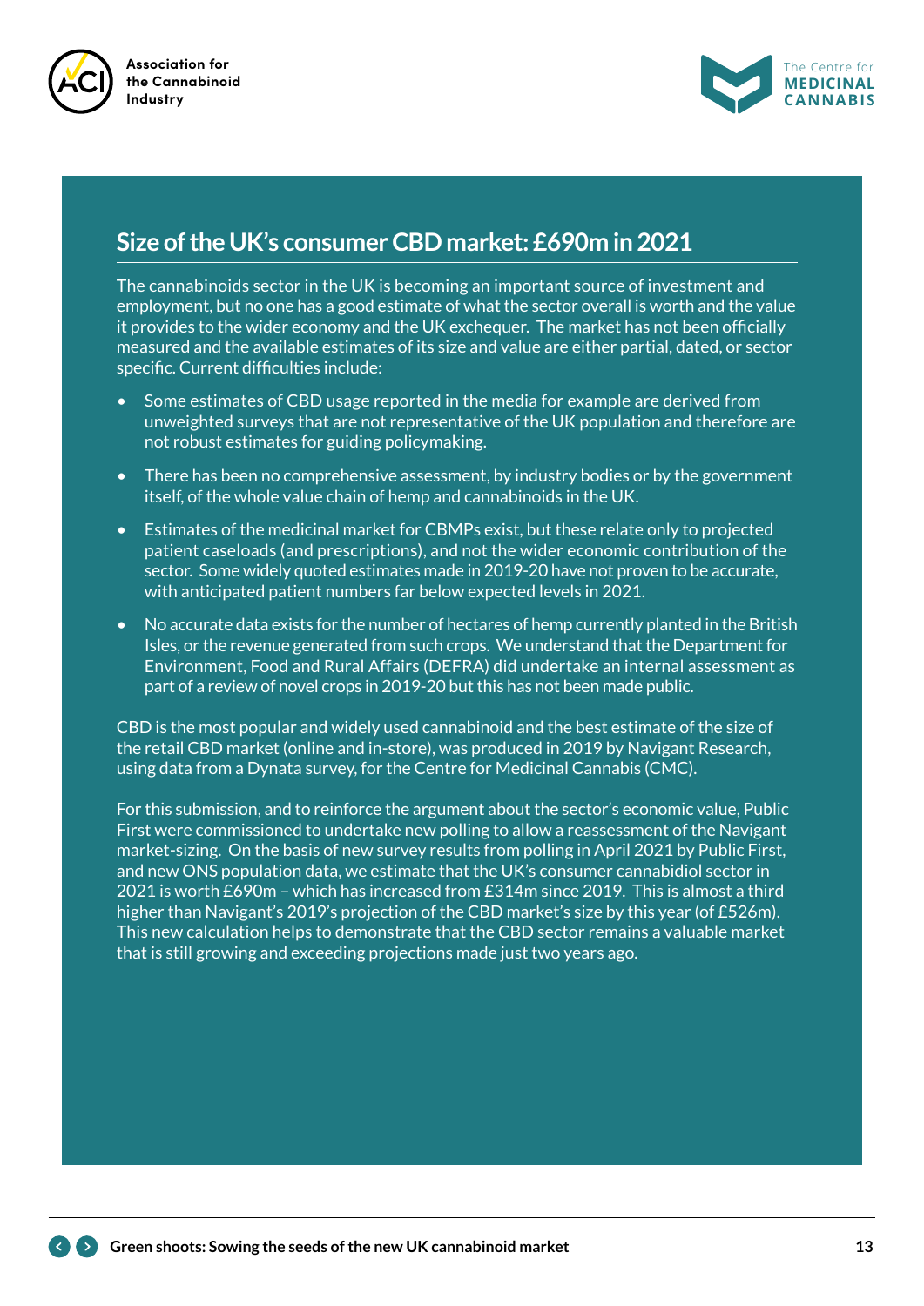## Size of the UK's consumer CBD market: £690m in 2021

The cannabinoids sector in the UK is becoming an important source of investment and employment, but no one has a good estimate of what the sector overall is worth and the value it provides to the wider economy and the UK exchequer. The market has not been officially measured and the available estimates of its size and value are either partial, dated, or sector specific. Current difficulties include:

- Some estimates of CBD usage reported in the media for example are derived from unweighted surveys that are not representative of the UK population and therefore are not robust estimates for guiding policymaking.
- There has been no comprehensive assessment, by industry bodies or by the government itself, of the whole value chain of hemp and cannabinoids in the UK.
- Estimates of the medicinal market for CBMPs exist, but these relate only to projected patient caseloads (and prescriptions), and not the wider economic contribution of the sector. Some widely quoted estimates made in 2019-20 have not proven to be accurate, with anticipated patient numbers far below expected levels in 2021.
- No accurate data exists for the number of hectares of hemp currently planted in the British Isles, or the revenue generated from such crops. We understand that the Department for Environment, Food and Rural Affairs (DEFRA) did undertake an internal assessment as part of a review of novel crops in 2019-20 but this has not been made public.

CBD is the most popular and widely used cannabinoid and the best estimate of the size of the retail CBD market (online and in-store), was produced in 2019 by Navigant Research, using data from a Dynata survey, for the Centre for Medicinal Cannabis (CMC).

For this submission, and to reinforce the argument about the sector's economic value, Public First were commissioned to undertake new polling to allow a reassessment of the Navigant market-sizing. On the basis of new survey results from polling in April 2021 by Public First, and new ONS population data, we estimate that the UK's consumer cannabidiol sector in 2021 is worth £690m – which has increased from £314m since 2019. This is almost a third higher than Navigant's 2019's projection of the CBD market's size by this year (of £526m). This new calculation helps to demonstrate that the CBD sector remains a valuable market that is still growing and exceeding projections made just two years ago.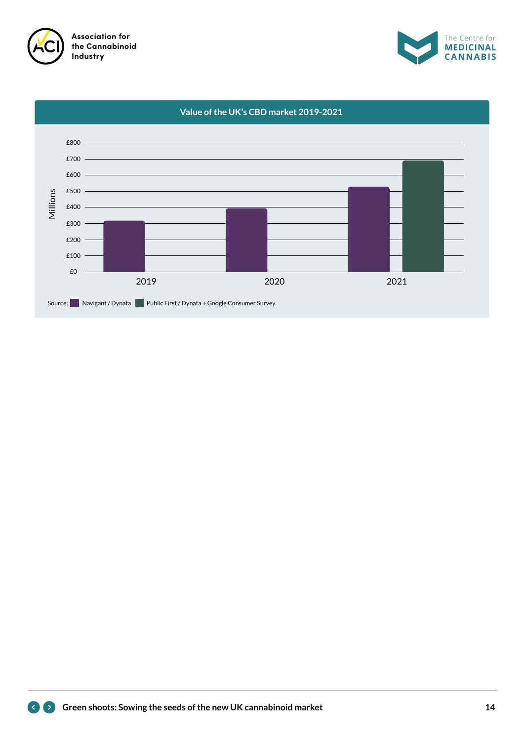### Value of the UK's CBD market 2019-2021

| Year | Navigant / Dynata (£ Millions) | Public First / Dynata + Google Consumer Survey (£ Millions) |
|---|---|---|
| 2019 | ~£315 | |
| 2020 | ~£390 | |
| 2021 | ~£525 | ~£690 |

Source: Navigant / Dynata; Public First / Dynata + Google Consumer Survey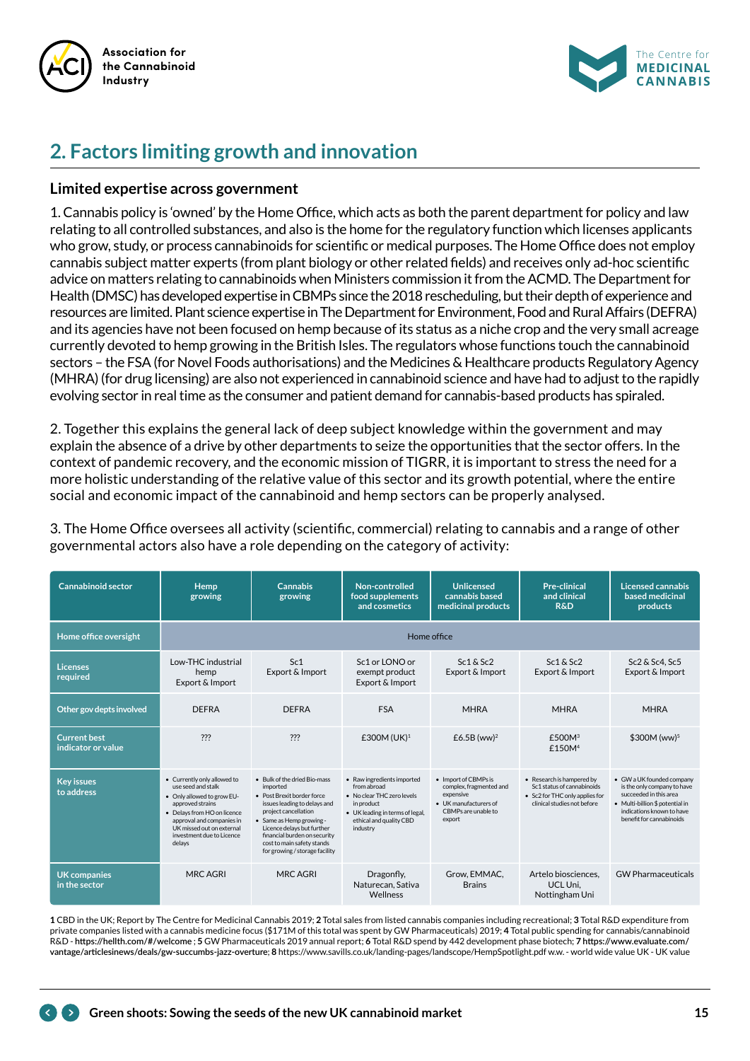## 2. Factors limiting growth and innovation

### Limited expertise across government

1. Cannabis policy is 'owned' by the Home Office, which acts as both the parent department for policy and law relating to all controlled substances, and also is the home for the regulatory function which licenses applicants who grow, study, or process cannabinoids for scientific or medical purposes. The Home Office does not employ cannabis subject matter experts (from plant biology or other related fields) and receives only ad-hoc scientific advice on matters relating to cannabinoids when Ministers commission it from the ACMD. The Department for Health (DMSC) has developed expertise in CBMPs since the 2018 rescheduling, but their depth of experience and resources are limited. Plant science expertise in The Department for Environment, Food and Rural Affairs (DEFRA) and its agencies have not been focused on hemp because of its status as a niche crop and the very small acreage currently devoted to hemp growing in the British Isles. The regulators whose functions touch the cannabinoid sectors – the FSA (for Novel Foods authorisations) and the Medicines & Healthcare products Regulatory Agency (MHRA) (for drug licensing) are also not experienced in cannabinoid science and have had to adjust to the rapidly evolving sector in real time as the consumer and patient demand for cannabis-based products has spiraled.

2. Together this explains the general lack of deep subject knowledge within the government and may explain the absence of a drive by other departments to seize the opportunities that the sector offers. In the context of pandemic recovery, and the economic mission of TIGRR, it is important to stress the need for a more holistic understanding of the relative value of this sector and its growth potential, where the entire social and economic impact of the cannabinoid and hemp sectors can be properly analysed.

3. The Home Office oversees all activity (scientific, commercial) relating to cannabis and a range of other governmental actors also have a role depending on the category of activity:

| Cannabinoid sector | Hemp growing | Cannabis growing | Non-controlled food supplements and cosmetics | Unlicensed cannabis based medicinal products | Pre-clinical and clinical R&D | Licensed cannabis based medicinal products |
|---|---|---|---|---|---|---|
| Home office oversight | Home office | | | | | |
| Licenses required | Low-THC industrial hemp Export & Import | Sc1 Export & Import | Sc1 or LONO or exempt product Export & Import | Sc1 & Sc2 Export & Import | Sc1 & Sc2 Export & Import | Sc2 & Sc4, Sc5 Export & Import |
| Other gov depts involved | DEFRA | DEFRA | FSA | MHRA | MHRA | MHRA |
| Current best indicator or value | ??? | ??? | £300M (UK)[1] | £6.5B (ww)[2] | £500M[3] £150M[4] | $300M (ww)[5] |
| Key issues to address | • Currently only allowed to use seed and stalk • Only allowed to grow EU-approved strains • Delays from HO on licence approval and companies in UK missed out on external investment due to Licence delays | • Bulk of the dried Bio-mass imported • Post Brexit border force issues leading to delays and project cancellation • Same as Hemp growing - Licence delays but further financial burden on security cost to main safety stands for growing / storage facility | • Raw ingredients imported from abroad • No clear THC zero levels in product • UK leading in terms of legal, ethical and quality CBD industry | • Import of CBMPs is complex, fragmented and expensive • UK manufacturers of CBMPs are unable to export | • Research is hampered by Sc1 status of cannabinoids • Sc2 for THC only applies for clinical studies not before | • GW a UK founded company is the only company to have succeeded in this area • Multi-billion $ potential in indications known to have benefit for cannabinoids |
| UK companies in the sector | MRC AGRI | MRC AGRI | Dragonfly, Naturecan, Sativa Wellness | Grow, EMMAC, Brains | Artelo biosciences, UCL Uni, Nottingham Uni | GW Pharmaceuticals |

**1** CBD in the UK; Report by The Centre for Medicinal Cannabis 2019; **2** Total sales from listed cannabis companies including recreational; **3** Total R&D expenditure from private companies listed with a cannabis medicine focus ($171M of this total was spent by GW Pharmaceuticals) 2019; **4** Total public spending for cannabis/cannabinoid R&D - **https://hellth.com/#/welcome** ; **5** GW Pharmaceuticals 2019 annual report; **6** Total R&D spend by 442 development phase biotech; **7 https://www.evaluate.com/vantage/articlesnews/deals/gw-succumbs-jazz-overture**; **8** https://www.savills.co.uk/landing-pages/landscope/HempSpotlight.pdf w.w. - world wide value UK - UK value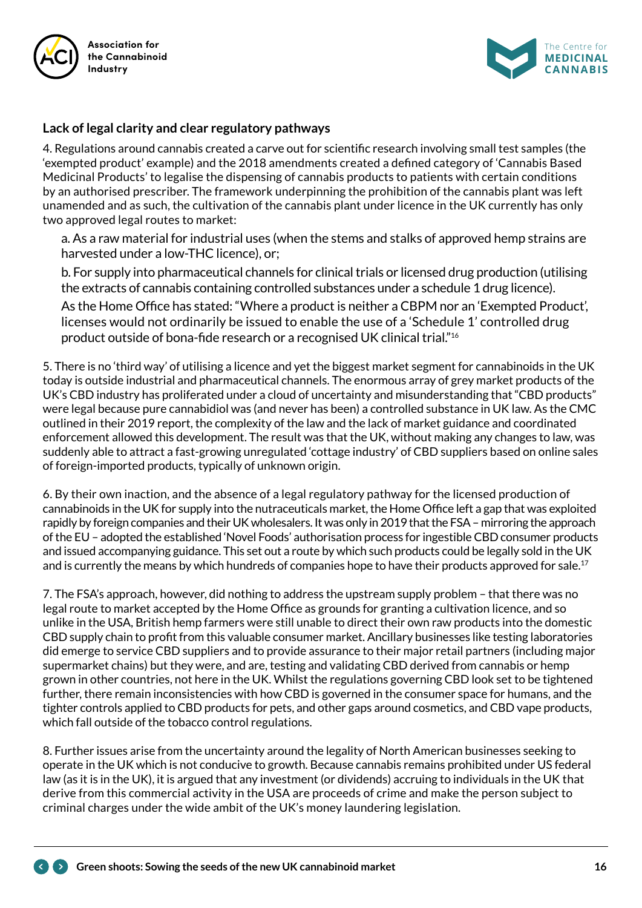## Lack of legal clarity and clear regulatory pathways

4. Regulations around cannabis created a carve out for scientific research involving small test samples (the 'exempted product' example) and the 2018 amendments created a defined category of 'Cannabis Based Medicinal Products' to legalise the dispensing of cannabis products to patients with certain conditions by an authorised prescriber. The framework underpinning the prohibition of the cannabis plant was left unamended and as such, the cultivation of the cannabis plant under licence in the UK currently has only two approved legal routes to market:

   a. As a raw material for industrial uses (when the stems and stalks of approved hemp strains are harvested under a low-THC licence), or;

   b. For supply into pharmaceutical channels for clinical trials or licensed drug production (utilising the extracts of cannabis containing controlled substances under a schedule 1 drug licence).

   As the Home Office has stated: "Where a product is neither a CBPM nor an 'Exempted Product', licenses would not ordinarily be issued to enable the use of a 'Schedule 1' controlled drug product outside of bona-fide research or a recognised UK clinical trial."[16]

5. There is no 'third way' of utilising a licence and yet the biggest market segment for cannabinoids in the UK today is outside industrial and pharmaceutical channels. The enormous array of grey market products of the UK's CBD industry has proliferated under a cloud of uncertainty and misunderstanding that "CBD products" were legal because pure cannabidiol was (and never has been) a controlled substance in UK law. As the CMC outlined in their 2019 report, the complexity of the law and the lack of market guidance and coordinated enforcement allowed this development. The result was that the UK, without making any changes to law, was suddenly able to attract a fast-growing unregulated 'cottage industry' of CBD suppliers based on online sales of foreign-imported products, typically of unknown origin.

6. By their own inaction, and the absence of a legal regulatory pathway for the licensed production of cannabinoids in the UK for supply into the nutraceuticals market, the Home Office left a gap that was exploited rapidly by foreign companies and their UK wholesalers. It was only in 2019 that the FSA – mirroring the approach of the EU – adopted the established 'Novel Foods' authorisation process for ingestible CBD consumer products and issued accompanying guidance. This set out a route by which such products could be legally sold in the UK and is currently the means by which hundreds of companies hope to have their products approved for sale.[17]

7. The FSA's approach, however, did nothing to address the upstream supply problem – that there was no legal route to market accepted by the Home Office as grounds for granting a cultivation licence, and so unlike in the USA, British hemp farmers were still unable to direct their own raw products into the domestic CBD supply chain to profit from this valuable consumer market. Ancillary businesses like testing laboratories did emerge to service CBD suppliers and to provide assurance to their major retail partners (including major supermarket chains) but they were, and are, testing and validating CBD derived from cannabis or hemp grown in other countries, not here in the UK. Whilst the regulations governing CBD look set to be tightened further, there remain inconsistencies with how CBD is governed in the consumer space for humans, and the tighter controls applied to CBD products for pets, and other gaps around cosmetics, and CBD vape products, which fall outside of the tobacco control regulations.

8. Further issues arise from the uncertainty around the legality of North American businesses seeking to operate in the UK which is not conducive to growth. Because cannabis remains prohibited under US federal law (as it is in the UK), it is argued that any investment (or dividends) accruing to individuals in the UK that derive from this commercial activity in the USA are proceeds of crime and make the person subject to criminal charges under the wide ambit of the UK's money laundering legislation.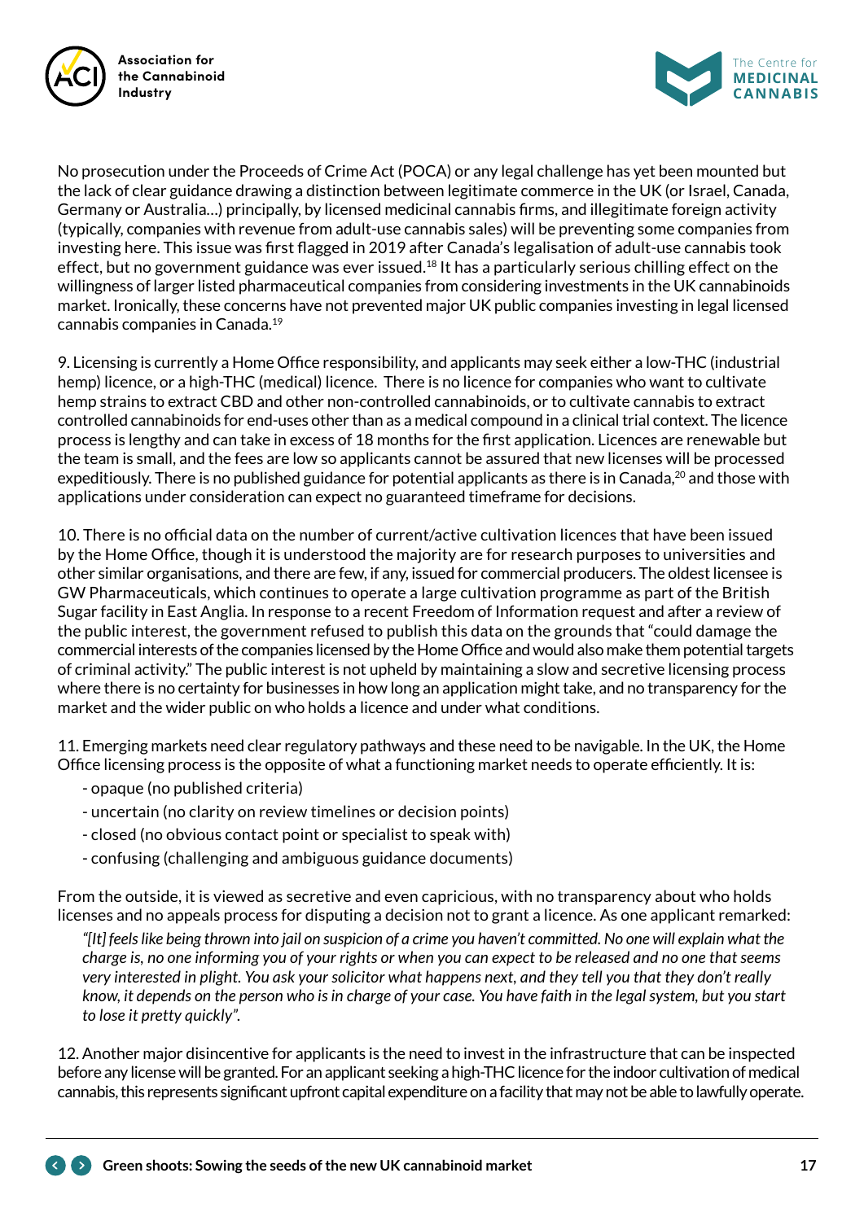No prosecution under the Proceeds of Crime Act (POCA) or any legal challenge has yet been mounted but the lack of clear guidance drawing a distinction between legitimate commerce in the UK (or Israel, Canada, Germany or Australia…) principally, by licensed medicinal cannabis firms, and illegitimate foreign activity (typically, companies with revenue from adult-use cannabis sales) will be preventing some companies from investing here. This issue was first flagged in 2019 after Canada's legalisation of adult-use cannabis took effect, but no government guidance was ever issued.[18] It has a particularly serious chilling effect on the willingness of larger listed pharmaceutical companies from considering investments in the UK cannabinoids market. Ironically, these concerns have not prevented major UK public companies investing in legal licensed cannabis companies in Canada.[19]

9. Licensing is currently a Home Office responsibility, and applicants may seek either a low-THC (industrial hemp) licence, or a high-THC (medical) licence. There is no licence for companies who want to cultivate hemp strains to extract CBD and other non-controlled cannabinoids, or to cultivate cannabis to extract controlled cannabinoids for end-uses other than as a medical compound in a clinical trial context. The licence process is lengthy and can take in excess of 18 months for the first application. Licences are renewable but the team is small, and the fees are low so applicants cannot be assured that new licenses will be processed expeditiously. There is no published guidance for potential applicants as there is in Canada,[20] and those with applications under consideration can expect no guaranteed timeframe for decisions.

10. There is no official data on the number of current/active cultivation licences that have been issued by the Home Office, though it is understood the majority are for research purposes to universities and other similar organisations, and there are few, if any, issued for commercial producers. The oldest licensee is GW Pharmaceuticals, which continues to operate a large cultivation programme as part of the British Sugar facility in East Anglia. In response to a recent Freedom of Information request and after a review of the public interest, the government refused to publish this data on the grounds that "could damage the commercial interests of the companies licensed by the Home Office and would also make them potential targets of criminal activity." The public interest is not upheld by maintaining a slow and secretive licensing process where there is no certainty for businesses in how long an application might take, and no transparency for the market and the wider public on who holds a licence and under what conditions.

11. Emerging markets need clear regulatory pathways and these need to be navigable. In the UK, the Home Office licensing process is the opposite of what a functioning market needs to operate efficiently. It is:

- opaque (no published criteria)
- uncertain (no clarity on review timelines or decision points)
- closed (no obvious contact point or specialist to speak with)
- confusing (challenging and ambiguous guidance documents)

From the outside, it is viewed as secretive and even capricious, with no transparency about who holds licenses and no appeals process for disputing a decision not to grant a licence. As one applicant remarked:

> *"[It] feels like being thrown into jail on suspicion of a crime you haven't committed. No one will explain what the charge is, no one informing you of your rights or when you can expect to be released and no one that seems very interested in plight. You ask your solicitor what happens next, and they tell you that they don't really know, it depends on the person who is in charge of your case. You have faith in the legal system, but you start to lose it pretty quickly".*

12. Another major disincentive for applicants is the need to invest in the infrastructure that can be inspected before any license will be granted. For an applicant seeking a high-THC licence for the indoor cultivation of medical cannabis, this represents significant upfront capital expenditure on a facility that may not be able to lawfully operate.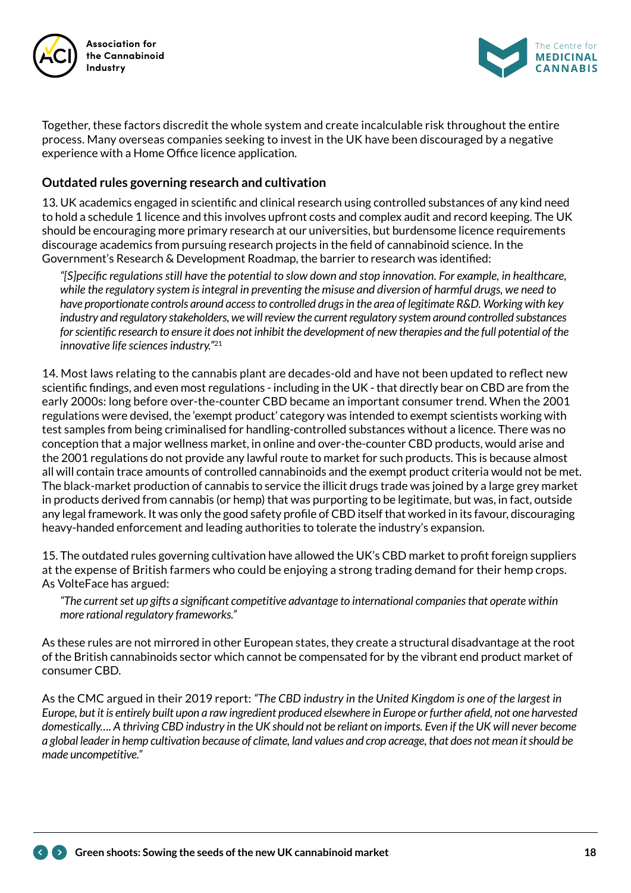Together, these factors discredit the whole system and create incalculable risk throughout the entire process. Many overseas companies seeking to invest in the UK have been discouraged by a negative experience with a Home Office licence application.

### Outdated rules governing research and cultivation

13. UK academics engaged in scientific and clinical research using controlled substances of any kind need to hold a schedule 1 licence and this involves upfront costs and complex audit and record keeping. The UK should be encouraging more primary research at our universities, but burdensome licence requirements discourage academics from pursuing research projects in the field of cannabinoid science. In the Government's Research & Development Roadmap, the barrier to research was identified:

> *"[S]pecific regulations still have the potential to slow down and stop innovation. For example, in healthcare, while the regulatory system is integral in preventing the misuse and diversion of harmful drugs, we need to have proportionate controls around access to controlled drugs in the area of legitimate R&D. Working with key industry and regulatory stakeholders, we will review the current regulatory system around controlled substances for scientific research to ensure it does not inhibit the development of new therapies and the full potential of the innovative life sciences industry."*[21]

14. Most laws relating to the cannabis plant are decades-old and have not been updated to reflect new scientific findings, and even most regulations - including in the UK - that directly bear on CBD are from the early 2000s: long before over-the-counter CBD became an important consumer trend. When the 2001 regulations were devised, the 'exempt product' category was intended to exempt scientists working with test samples from being criminalised for handling-controlled substances without a licence. There was no conception that a major wellness market, in online and over-the-counter CBD products, would arise and the 2001 regulations do not provide any lawful route to market for such products. This is because almost all will contain trace amounts of controlled cannabinoids and the exempt product criteria would not be met. The black-market production of cannabis to service the illicit drugs trade was joined by a large grey market in products derived from cannabis (or hemp) that was purporting to be legitimate, but was, in fact, outside any legal framework. It was only the good safety profile of CBD itself that worked in its favour, discouraging heavy-handed enforcement and leading authorities to tolerate the industry's expansion.

15. The outdated rules governing cultivation have allowed the UK's CBD market to profit foreign suppliers at the expense of British farmers who could be enjoying a strong trading demand for their hemp crops. As VolteFace has argued:

> *"The current set up gifts a significant competitive advantage to international companies that operate within more rational regulatory frameworks."*

As these rules are not mirrored in other European states, they create a structural disadvantage at the root of the British cannabinoids sector which cannot be compensated for by the vibrant end product market of consumer CBD.

As the CMC argued in their 2019 report: *"The CBD industry in the United Kingdom is one of the largest in Europe, but it is entirely built upon a raw ingredient produced elsewhere in Europe or further afield, not one harvested domestically.... A thriving CBD industry in the UK should not be reliant on imports. Even if the UK will never become a global leader in hemp cultivation because of climate, land values and crop acreage, that does not mean it should be made uncompetitive."*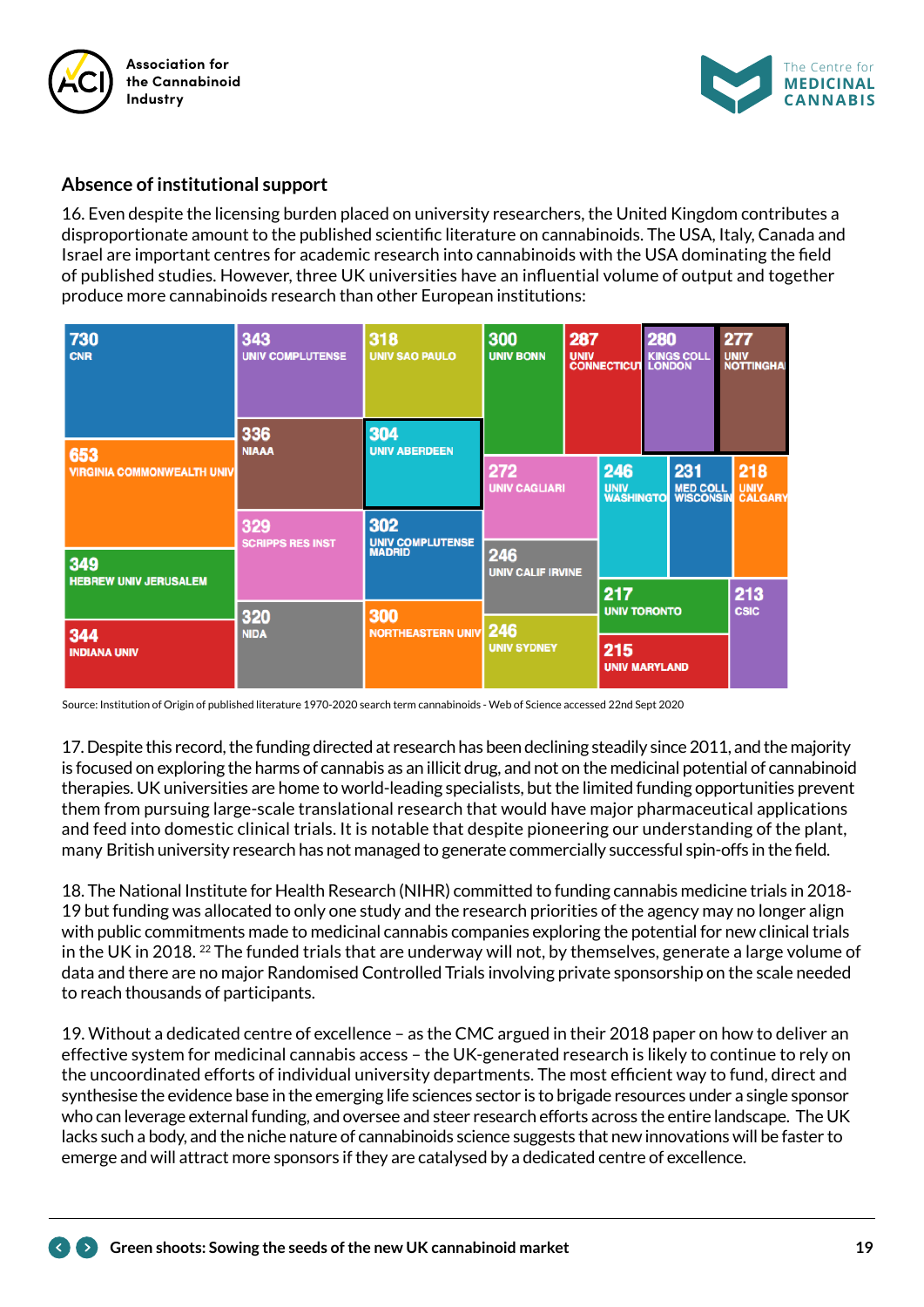## Absence of institutional support

16. Even despite the licensing burden placed on university researchers, the United Kingdom contributes a disproportionate amount to the published scientific literature on cannabinoids. The USA, Italy, Canada and Israel are important centres for academic research into cannabinoids with the USA dominating the field of published studies. However, three UK universities have an influential volume of output and together produce more cannabinoids research than other European institutions:

| Institution | Publications |
|---|---|
| CNR | 730 |
| VIRGINIA COMMONWEALTH UNIV | 653 |
| HEBREW UNIV JERUSALEM | 349 |
| INDIANA UNIV | 344 |
| UNIV COMPLUTENSE | 343 |
| NIAAA | 336 |
| SCRIPPS RES INST | 329 |
| NIDA | 320 |
| UNIV SAO PAULO | 318 |
| UNIV ABERDEEN | 304 |
| UNIV COMPLUTENSE MADRID | 302 |
| NORTHEASTERN UNIV | 300 |
| UNIV BONN | 300 |
| UNIV CONNECTICUT | 287 |
| KINGS COLL LONDON | 280 |
| UNIV NOTTINGHAM | 277 |
| UNIV CAGLIARI | 272 |
| UNIV CALIF IRVINE | 246 |
| UNIV SYDNEY | 246 |
| UNIV WASHINGTON | 246 |
| MED COLL WISCONSIN | 231 |
| UNIV CALGARY | 218 |
| UNIV TORONTO | 217 |
| UNIV MARYLAND | 215 |
| CSIC | 213 |

Source: Institution of Origin of published literature 1970-2020 search term cannabinoids - Web of Science accessed 22nd Sept 2020

17. Despite this record, the funding directed at research has been declining steadily since 2011, and the majority is focused on exploring the harms of cannabis as an illicit drug, and not on the medicinal potential of cannabinoid therapies. UK universities are home to world-leading specialists, but the limited funding opportunities prevent them from pursuing large-scale translational research that would have major pharmaceutical applications and feed into domestic clinical trials. It is notable that despite pioneering our understanding of the plant, many British university research has not managed to generate commercially successful spin-offs in the field.

18. The National Institute for Health Research (NIHR) committed to funding cannabis medicine trials in 2018-19 but funding was allocated to only one study and the research priorities of the agency may no longer align with public commitments made to medicinal cannabis companies exploring the potential for new clinical trials in the UK in 2018. [22] The funded trials that are underway will not, by themselves, generate a large volume of data and there are no major Randomised Controlled Trials involving private sponsorship on the scale needed to reach thousands of participants.

19. Without a dedicated centre of excellence – as the CMC argued in their 2018 paper on how to deliver an effective system for medicinal cannabis access – the UK-generated research is likely to continue to rely on the uncoordinated efforts of individual university departments. The most efficient way to fund, direct and synthesise the evidence base in the emerging life sciences sector is to brigade resources under a single sponsor who can leverage external funding, and oversee and steer research efforts across the entire landscape. The UK lacks such a body, and the niche nature of cannabinoids science suggests that new innovations will be faster to emerge and will attract more sponsors if they are catalysed by a dedicated centre of excellence.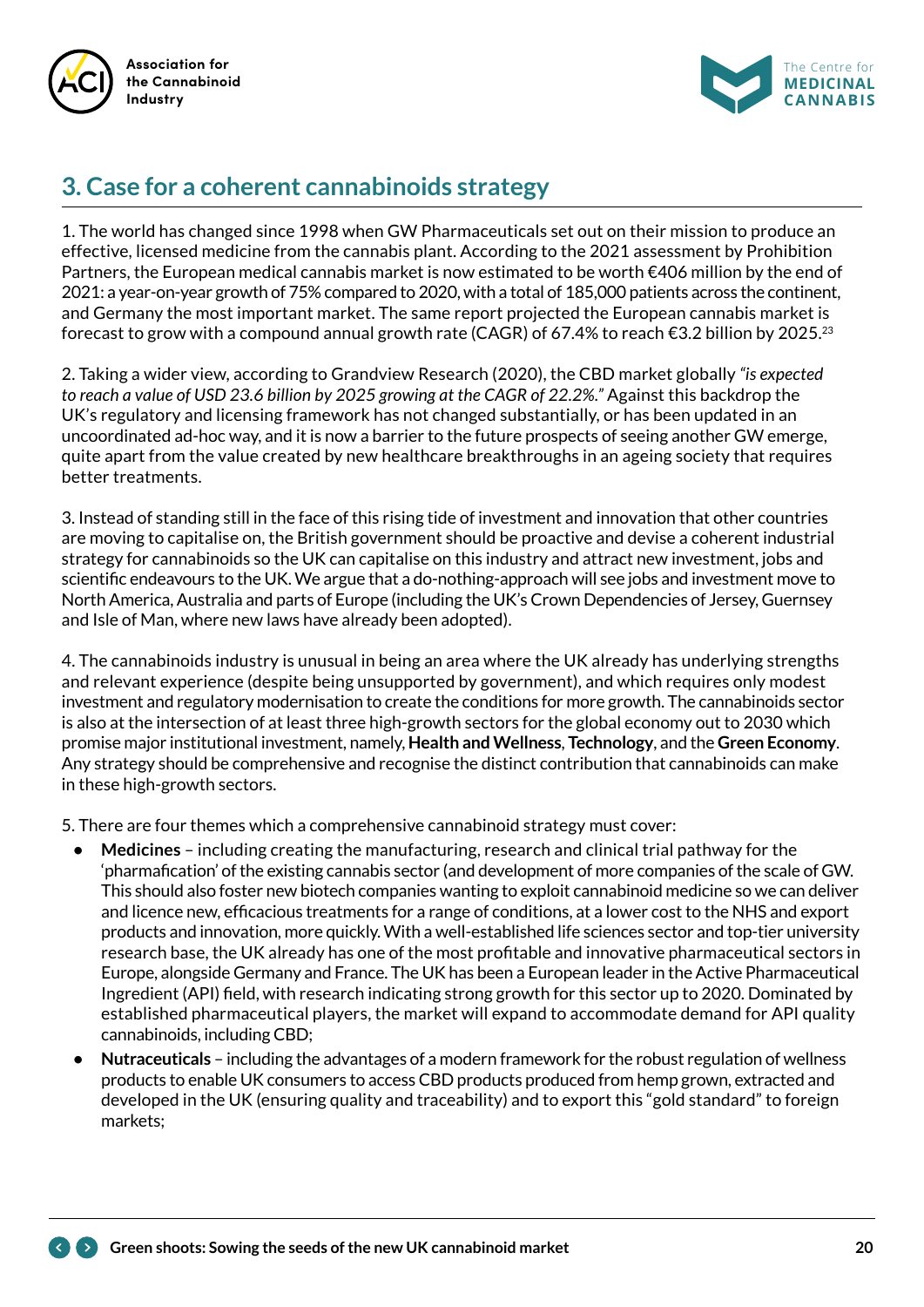## 3. Case for a coherent cannabinoids strategy

1. The world has changed since 1998 when GW Pharmaceuticals set out on their mission to produce an effective, licensed medicine from the cannabis plant. According to the 2021 assessment by Prohibition Partners, the European medical cannabis market is now estimated to be worth €406 million by the end of 2021: a year-on-year growth of 75% compared to 2020, with a total of 185,000 patients across the continent, and Germany the most important market. The same report projected the European cannabis market is forecast to grow with a compound annual growth rate (CAGR) of 67.4% to reach €3.2 billion by 2025.[23]

2. Taking a wider view, according to Grandview Research (2020), the CBD market globally *"is expected to reach a value of USD 23.6 billion by 2025 growing at the CAGR of 22.2%."* Against this backdrop the UK's regulatory and licensing framework has not changed substantially, or has been updated in an uncoordinated ad-hoc way, and it is now a barrier to the future prospects of seeing another GW emerge, quite apart from the value created by new healthcare breakthroughs in an ageing society that requires better treatments.

3. Instead of standing still in the face of this rising tide of investment and innovation that other countries are moving to capitalise on, the British government should be proactive and devise a coherent industrial strategy for cannabinoids so the UK can capitalise on this industry and attract new investment, jobs and scientific endeavours to the UK. We argue that a do-nothing-approach will see jobs and investment move to North America, Australia and parts of Europe (including the UK's Crown Dependencies of Jersey, Guernsey and Isle of Man, where new laws have already been adopted).

4. The cannabinoids industry is unusual in being an area where the UK already has underlying strengths and relevant experience (despite being unsupported by government), and which requires only modest investment and regulatory modernisation to create the conditions for more growth. The cannabinoids sector is also at the intersection of at least three high-growth sectors for the global economy out to 2030 which promise major institutional investment, namely, **Health and Wellness**, **Technology**, and the **Green Economy**. Any strategy should be comprehensive and recognise the distinct contribution that cannabinoids can make in these high-growth sectors.

5. There are four themes which a comprehensive cannabinoid strategy must cover:

- **Medicines** – including creating the manufacturing, research and clinical trial pathway for the 'pharmafication' of the existing cannabis sector (and development of more companies of the scale of GW. This should also foster new biotech companies wanting to exploit cannabinoid medicine so we can deliver and licence new, efficacious treatments for a range of conditions, at a lower cost to the NHS and export products and innovation, more quickly. With a well-established life sciences sector and top-tier university research base, the UK already has one of the most profitable and innovative pharmaceutical sectors in Europe, alongside Germany and France. The UK has been a European leader in the Active Pharmaceutical Ingredient (API) field, with research indicating strong growth for this sector up to 2020. Dominated by established pharmaceutical players, the market will expand to accommodate demand for API quality cannabinoids, including CBD;
- **Nutraceuticals** – including the advantages of a modern framework for the robust regulation of wellness products to enable UK consumers to access CBD products produced from hemp grown, extracted and developed in the UK (ensuring quality and traceability) and to export this "gold standard" to foreign markets;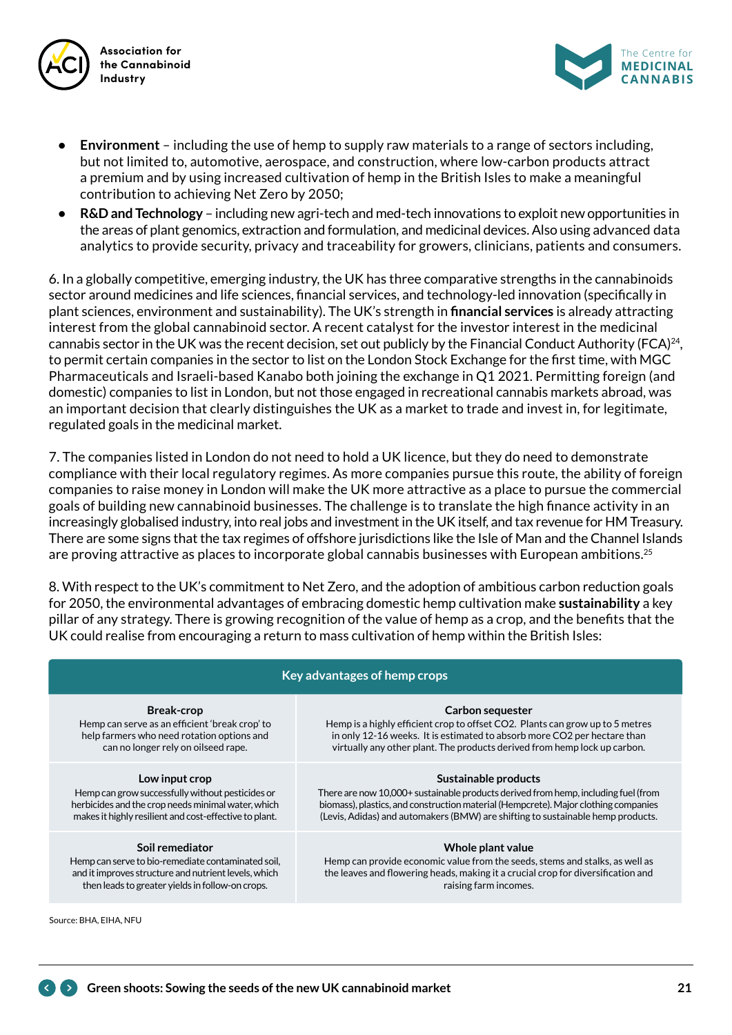- **Environment** – including the use of hemp to supply raw materials to a range of sectors including, but not limited to, automotive, aerospace, and construction, where low-carbon products attract a premium and by using increased cultivation of hemp in the British Isles to make a meaningful contribution to achieving Net Zero by 2050;
- **R&D and Technology** – including new agri-tech and med-tech innovations to exploit new opportunities in the areas of plant genomics, extraction and formulation, and medicinal devices. Also using advanced data analytics to provide security, privacy and traceability for growers, clinicians, patients and consumers.

6. In a globally competitive, emerging industry, the UK has three comparative strengths in the cannabinoids sector around medicines and life sciences, financial services, and technology-led innovation (specifically in plant sciences, environment and sustainability). The UK's strength in **financial services** is already attracting interest from the global cannabinoid sector. A recent catalyst for the investor interest in the medicinal cannabis sector in the UK was the recent decision, set out publicly by the Financial Conduct Authority (FCA)[24], to permit certain companies in the sector to list on the London Stock Exchange for the first time, with MGC Pharmaceuticals and Israeli-based Kanabo both joining the exchange in Q1 2021. Permitting foreign (and domestic) companies to list in London, but not those engaged in recreational cannabis markets abroad, was an important decision that clearly distinguishes the UK as a market to trade and invest in, for legitimate, regulated goals in the medicinal market.

7. The companies listed in London do not need to hold a UK licence, but they do need to demonstrate compliance with their local regulatory regimes. As more companies pursue this route, the ability of foreign companies to raise money in London will make the UK more attractive as a place to pursue the commercial goals of building new cannabinoid businesses. The challenge is to translate the high finance activity in an increasingly globalised industry, into real jobs and investment in the UK itself, and tax revenue for HM Treasury. There are some signs that the tax regimes of offshore jurisdictions like the Isle of Man and the Channel Islands are proving attractive as places to incorporate global cannabis businesses with European ambitions.[25]

8. With respect to the UK's commitment to Net Zero, and the adoption of ambitious carbon reduction goals for 2050, the environmental advantages of embracing domestic hemp cultivation make **sustainability** a key pillar of any strategy. There is growing recognition of the value of hemp as a crop, and the benefits that the UK could realise from encouraging a return to mass cultivation of hemp within the British Isles:

| Key advantages of hemp crops | |
|---|---|
| **Break-crop**<br>Hemp can serve as an efficient 'break crop' to help farmers who need rotation options and can no longer rely on oilseed rape. | **Carbon sequester**<br>Hemp is a highly efficient crop to offset $CO_2$. Plants can grow up to 5 metres in only 12-16 weeks. It is estimated to absorb more $CO_2$ per hectare than virtually any other plant. The products derived from hemp lock up carbon. |
| **Low input crop**<br>Hemp can grow successfully without pesticides or herbicides and the crop needs minimal water, which makes it highly resilient and cost-effective to plant. | **Sustainable products**<br>There are now 10,000+ sustainable products derived from hemp, including fuel (from biomass), plastics, and construction material (Hempcrete). Major clothing companies (Levis, Adidas) and automakers (BMW) are shifting to sustainable hemp products. |
| **Soil remediator**<br>Hemp can serve to bio-remediate contaminated soil, and it improves structure and nutrient levels, which then leads to greater yields in follow-on crops. | **Whole plant value**<br>Hemp can provide economic value from the seeds, stems and stalks, as well as the leaves and flowering heads, making it a crucial crop for diversification and raising farm incomes. |

Source: BHA, EIHA, NFU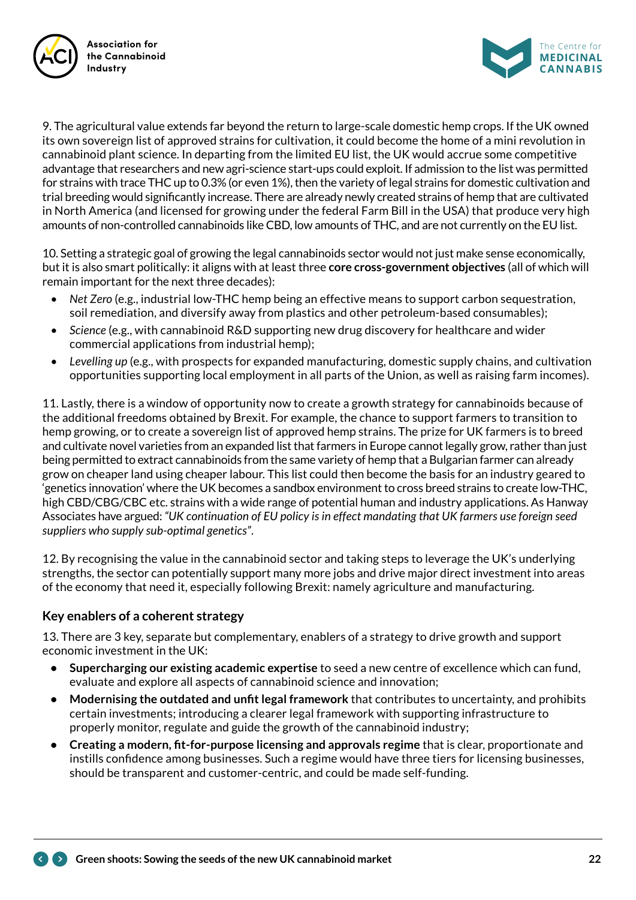9. The agricultural value extends far beyond the return to large-scale domestic hemp crops. If the UK owned its own sovereign list of approved strains for cultivation, it could become the home of a mini revolution in cannabinoid plant science. In departing from the limited EU list, the UK would accrue some competitive advantage that researchers and new agri-science start-ups could exploit. If admission to the list was permitted for strains with trace THC up to 0.3% (or even 1%), then the variety of legal strains for domestic cultivation and trial breeding would significantly increase. There are already newly created strains of hemp that are cultivated in North America (and licensed for growing under the federal Farm Bill in the USA) that produce very high amounts of non-controlled cannabinoids like CBD, low amounts of THC, and are not currently on the EU list.

10. Setting a strategic goal of growing the legal cannabinoids sector would not just make sense economically, but it is also smart politically: it aligns with at least three **core cross-government objectives** (all of which will remain important for the next three decades):

- *Net Zero* (e.g., industrial low-THC hemp being an effective means to support carbon sequestration, soil remediation, and diversify away from plastics and other petroleum-based consumables);
- *Science* (e.g., with cannabinoid R&D supporting new drug discovery for healthcare and wider commercial applications from industrial hemp);
- *Levelling up* (e.g., with prospects for expanded manufacturing, domestic supply chains, and cultivation opportunities supporting local employment in all parts of the Union, as well as raising farm incomes).

11. Lastly, there is a window of opportunity now to create a growth strategy for cannabinoids because of the additional freedoms obtained by Brexit. For example, the chance to support farmers to transition to hemp growing, or to create a sovereign list of approved hemp strains. The prize for UK farmers is to breed and cultivate novel varieties from an expanded list that farmers in Europe cannot legally grow, rather than just being permitted to extract cannabinoids from the same variety of hemp that a Bulgarian farmer can already grow on cheaper land using cheaper labour. This list could then become the basis for an industry geared to 'genetics innovation' where the UK becomes a sandbox environment to cross breed strains to create low-THC, high CBD/CBG/CBC etc. strains with a wide range of potential human and industry applications. As Hanway Associates have argued: *"UK continuation of EU policy is in effect mandating that UK farmers use foreign seed suppliers who supply sub-optimal genetics"*.

12. By recognising the value in the cannabinoid sector and taking steps to leverage the UK's underlying strengths, the sector can potentially support many more jobs and drive major direct investment into areas of the economy that need it, especially following Brexit: namely agriculture and manufacturing.

### Key enablers of a coherent strategy

13. There are 3 key, separate but complementary, enablers of a strategy to drive growth and support economic investment in the UK:

- **Supercharging our existing academic expertise** to seed a new centre of excellence which can fund, evaluate and explore all aspects of cannabinoid science and innovation;
- **Modernising the outdated and unfit legal framework** that contributes to uncertainty, and prohibits certain investments; introducing a clearer legal framework with supporting infrastructure to properly monitor, regulate and guide the growth of the cannabinoid industry;
- **Creating a modern, fit-for-purpose licensing and approvals regime** that is clear, proportionate and instills confidence among businesses. Such a regime would have three tiers for licensing businesses, should be transparent and customer-centric, and could be made self-funding.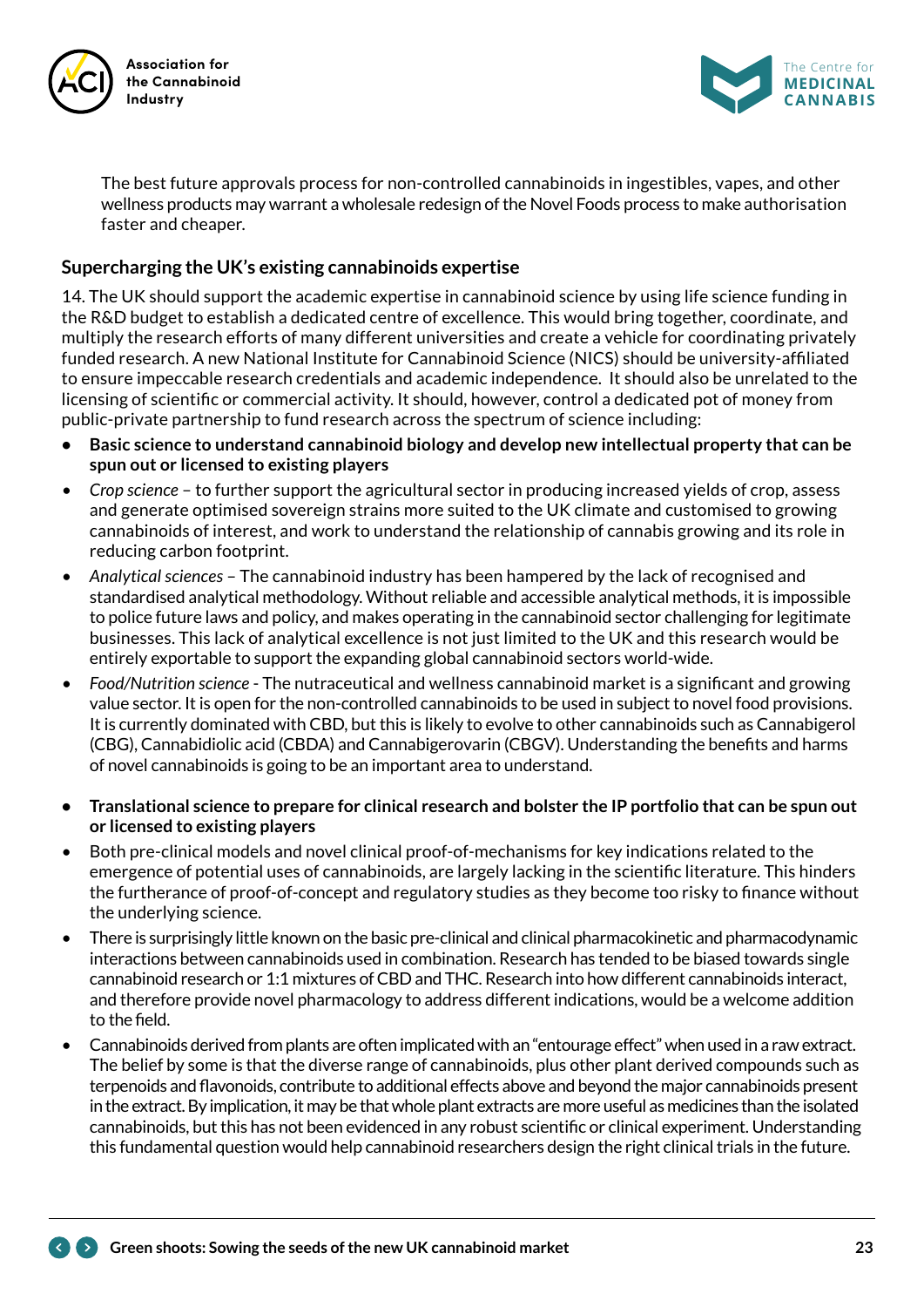The best future approvals process for non-controlled cannabinoids in ingestibles, vapes, and other wellness products may warrant a wholesale redesign of the Novel Foods process to make authorisation faster and cheaper.

### Supercharging the UK's existing cannabinoids expertise

14. The UK should support the academic expertise in cannabinoid science by using life science funding in the R&D budget to establish a dedicated centre of excellence. This would bring together, coordinate, and multiply the research efforts of many different universities and create a vehicle for coordinating privately funded research. A new National Institute for Cannabinoid Science (NICS) should be university-affiliated to ensure impeccable research credentials and academic independence. It should also be unrelated to the licensing of scientific or commercial activity. It should, however, control a dedicated pot of money from public-private partnership to fund research across the spectrum of science including:

- **Basic science to understand cannabinoid biology and develop new intellectual property that can be spun out or licensed to existing players**
- *Crop science* – to further support the agricultural sector in producing increased yields of crop, assess and generate optimised sovereign strains more suited to the UK climate and customised to growing cannabinoids of interest, and work to understand the relationship of cannabis growing and its role in reducing carbon footprint.
- *Analytical sciences* – The cannabinoid industry has been hampered by the lack of recognised and standardised analytical methodology. Without reliable and accessible analytical methods, it is impossible to police future laws and policy, and makes operating in the cannabinoid sector challenging for legitimate businesses. This lack of analytical excellence is not just limited to the UK and this research would be entirely exportable to support the expanding global cannabinoid sectors world-wide.
- *Food/Nutrition science* - The nutraceutical and wellness cannabinoid market is a significant and growing value sector. It is open for the non-controlled cannabinoids to be used in subject to novel food provisions. It is currently dominated with CBD, but this is likely to evolve to other cannabinoids such as Cannabigerol (CBG), Cannabidiolic acid (CBDA) and Cannabigerovarin (CBGV). Understanding the benefits and harms of novel cannabinoids is going to be an important area to understand.

- **Translational science to prepare for clinical research and bolster the IP portfolio that can be spun out or licensed to existing players**
- Both pre-clinical models and novel clinical proof-of-mechanisms for key indications related to the emergence of potential uses of cannabinoids, are largely lacking in the scientific literature. This hinders the furtherance of proof-of-concept and regulatory studies as they become too risky to finance without the underlying science.
- There is surprisingly little known on the basic pre-clinical and clinical pharmacokinetic and pharmacodynamic interactions between cannabinoids used in combination. Research has tended to be biased towards single cannabinoid research or 1:1 mixtures of CBD and THC. Research into how different cannabinoids interact, and therefore provide novel pharmacology to address different indications, would be a welcome addition to the field.
- Cannabinoids derived from plants are often implicated with an "entourage effect" when used in a raw extract. The belief by some is that the diverse range of cannabinoids, plus other plant derived compounds such as terpenoids and flavonoids, contribute to additional effects above and beyond the major cannabinoids present in the extract. By implication, it may be that whole plant extracts are more useful as medicines than the isolated cannabinoids, but this has not been evidenced in any robust scientific or clinical experiment. Understanding this fundamental question would help cannabinoid researchers design the right clinical trials in the future.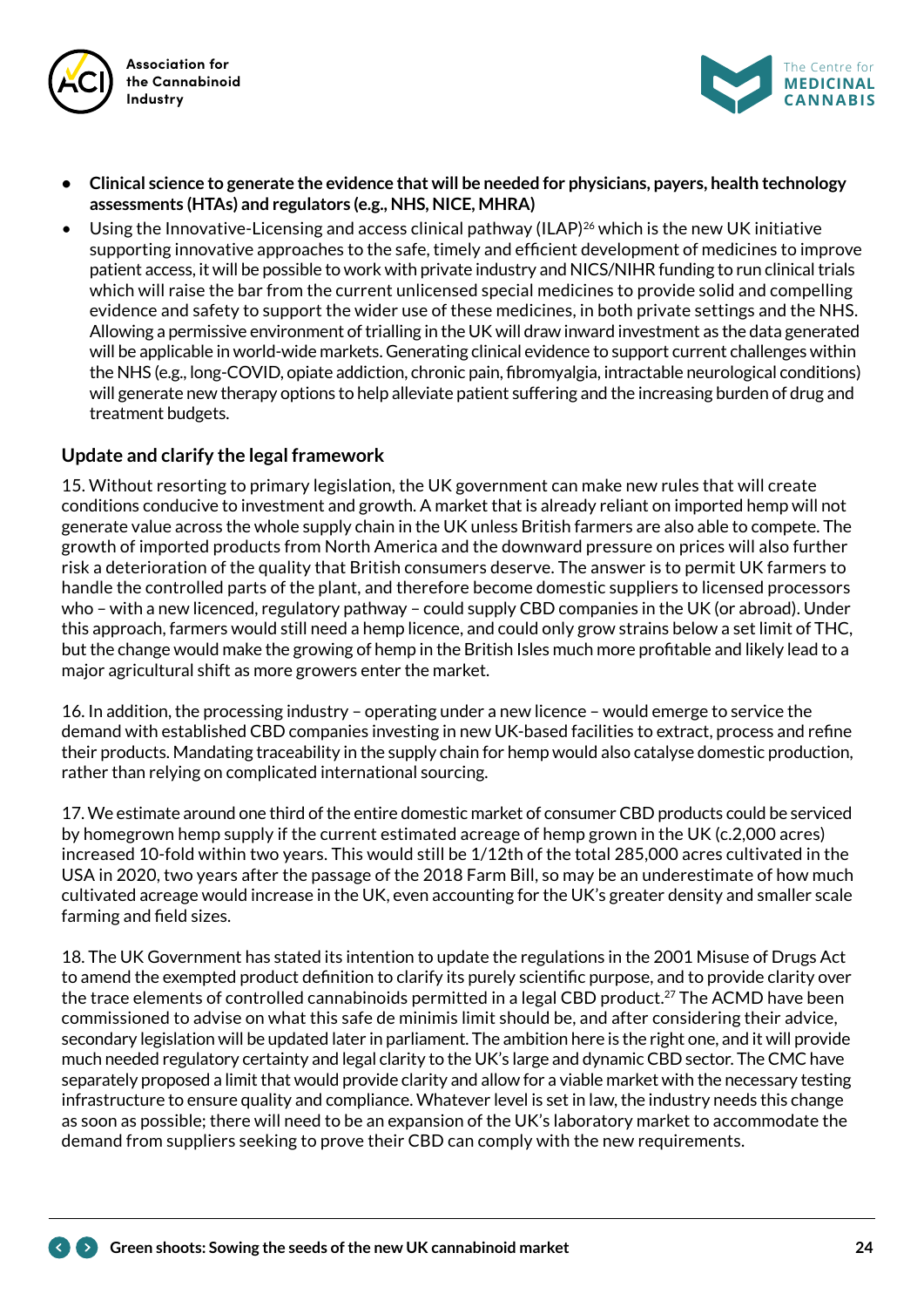- **Clinical science to generate the evidence that will be needed for physicians, payers, health technology assessments (HTAs) and regulators (e.g., NHS, NICE, MHRA)**
- Using the Innovative-Licensing and access clinical pathway (ILAP)[26] which is the new UK initiative supporting innovative approaches to the safe, timely and efficient development of medicines to improve patient access, it will be possible to work with private industry and NICS/NIHR funding to run clinical trials which will raise the bar from the current unlicensed special medicines to provide solid and compelling evidence and safety to support the wider use of these medicines, in both private settings and the NHS. Allowing a permissive environment of trialling in the UK will draw inward investment as the data generated will be applicable in world-wide markets. Generating clinical evidence to support current challenges within the NHS (e.g., long-COVID, opiate addiction, chronic pain, fibromyalgia, intractable neurological conditions) will generate new therapy options to help alleviate patient suffering and the increasing burden of drug and treatment budgets.

### Update and clarify the legal framework

15. Without resorting to primary legislation, the UK government can make new rules that will create conditions conducive to investment and growth. A market that is already reliant on imported hemp will not generate value across the whole supply chain in the UK unless British farmers are also able to compete. The growth of imported products from North America and the downward pressure on prices will also further risk a deterioration of the quality that British consumers deserve. The answer is to permit UK farmers to handle the controlled parts of the plant, and therefore become domestic suppliers to licensed processors who – with a new licenced, regulatory pathway – could supply CBD companies in the UK (or abroad). Under this approach, farmers would still need a hemp licence, and could only grow strains below a set limit of THC, but the change would make the growing of hemp in the British Isles much more profitable and likely lead to a major agricultural shift as more growers enter the market.

16. In addition, the processing industry – operating under a new licence – would emerge to service the demand with established CBD companies investing in new UK-based facilities to extract, process and refine their products. Mandating traceability in the supply chain for hemp would also catalyse domestic production, rather than relying on complicated international sourcing.

17. We estimate around one third of the entire domestic market of consumer CBD products could be serviced by homegrown hemp supply if the current estimated acreage of hemp grown in the UK (c.2,000 acres) increased 10-fold within two years. This would still be 1/12th of the total 285,000 acres cultivated in the USA in 2020, two years after the passage of the 2018 Farm Bill, so may be an underestimate of how much cultivated acreage would increase in the UK, even accounting for the UK's greater density and smaller scale farming and field sizes.

18. The UK Government has stated its intention to update the regulations in the 2001 Misuse of Drugs Act to amend the exempted product definition to clarify its purely scientific purpose, and to provide clarity over the trace elements of controlled cannabinoids permitted in a legal CBD product.[27] The ACMD have been commissioned to advise on what this safe de minimis limit should be, and after considering their advice, secondary legislation will be updated later in parliament. The ambition here is the right one, and it will provide much needed regulatory certainty and legal clarity to the UK's large and dynamic CBD sector. The CMC have separately proposed a limit that would provide clarity and allow for a viable market with the necessary testing infrastructure to ensure quality and compliance. Whatever level is set in law, the industry needs this change as soon as possible; there will need to be an expansion of the UK's laboratory market to accommodate the demand from suppliers seeking to prove their CBD can comply with the new requirements.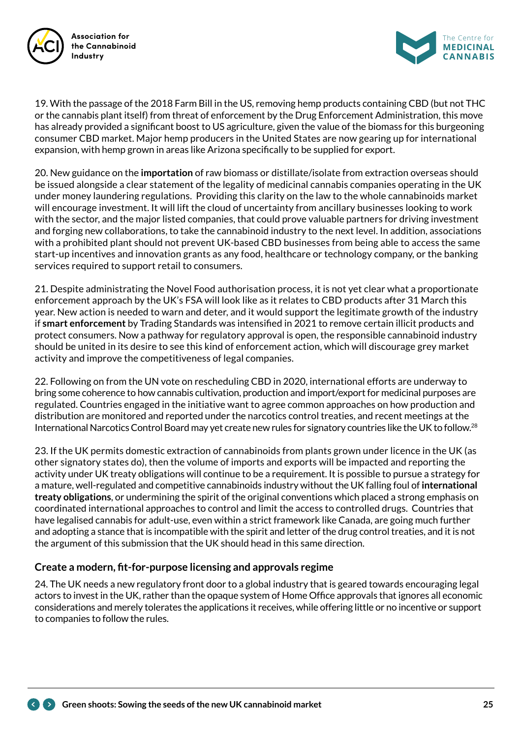19. With the passage of the 2018 Farm Bill in the US, removing hemp products containing CBD (but not THC or the cannabis plant itself) from threat of enforcement by the Drug Enforcement Administration, this move has already provided a significant boost to US agriculture, given the value of the biomass for this burgeoning consumer CBD market. Major hemp producers in the United States are now gearing up for international expansion, with hemp grown in areas like Arizona specifically to be supplied for export.

20. New guidance on the **importation** of raw biomass or distillate/isolate from extraction overseas should be issued alongside a clear statement of the legality of medicinal cannabis companies operating in the UK under money laundering regulations. Providing this clarity on the law to the whole cannabinoids market will encourage investment. It will lift the cloud of uncertainty from ancillary businesses looking to work with the sector, and the major listed companies, that could prove valuable partners for driving investment and forging new collaborations, to take the cannabinoid industry to the next level. In addition, associations with a prohibited plant should not prevent UK-based CBD businesses from being able to access the same start-up incentives and innovation grants as any food, healthcare or technology company, or the banking services required to support retail to consumers.

21. Despite administrating the Novel Food authorisation process, it is not yet clear what a proportionate enforcement approach by the UK's FSA will look like as it relates to CBD products after 31 March this year. New action is needed to warn and deter, and it would support the legitimate growth of the industry if **smart enforcement** by Trading Standards was intensified in 2021 to remove certain illicit products and protect consumers. Now a pathway for regulatory approval is open, the responsible cannabinoid industry should be united in its desire to see this kind of enforcement action, which will discourage grey market activity and improve the competitiveness of legal companies.

22. Following on from the UN vote on rescheduling CBD in 2020, international efforts are underway to bring some coherence to how cannabis cultivation, production and import/export for medicinal purposes are regulated. Countries engaged in the initiative want to agree common approaches on how production and distribution are monitored and reported under the narcotics control treaties, and recent meetings at the International Narcotics Control Board may yet create new rules for signatory countries like the UK to follow.[28]

23. If the UK permits domestic extraction of cannabinoids from plants grown under licence in the UK (as other signatory states do), then the volume of imports and exports will be impacted and reporting the activity under UK treaty obligations will continue to be a requirement. It is possible to pursue a strategy for a mature, well-regulated and competitive cannabinoids industry without the UK falling foul of **international treaty obligations**, or undermining the spirit of the original conventions which placed a strong emphasis on coordinated international approaches to control and limit the access to controlled drugs. Countries that have legalised cannabis for adult-use, even within a strict framework like Canada, are going much further and adopting a stance that is incompatible with the spirit and letter of the drug control treaties, and it is not the argument of this submission that the UK should head in this same direction.

### Create a modern, fit-for-purpose licensing and approvals regime

24. The UK needs a new regulatory front door to a global industry that is geared towards encouraging legal actors to invest in the UK, rather than the opaque system of Home Office approvals that ignores all economic considerations and merely tolerates the applications it receives, while offering little or no incentive or support to companies to follow the rules.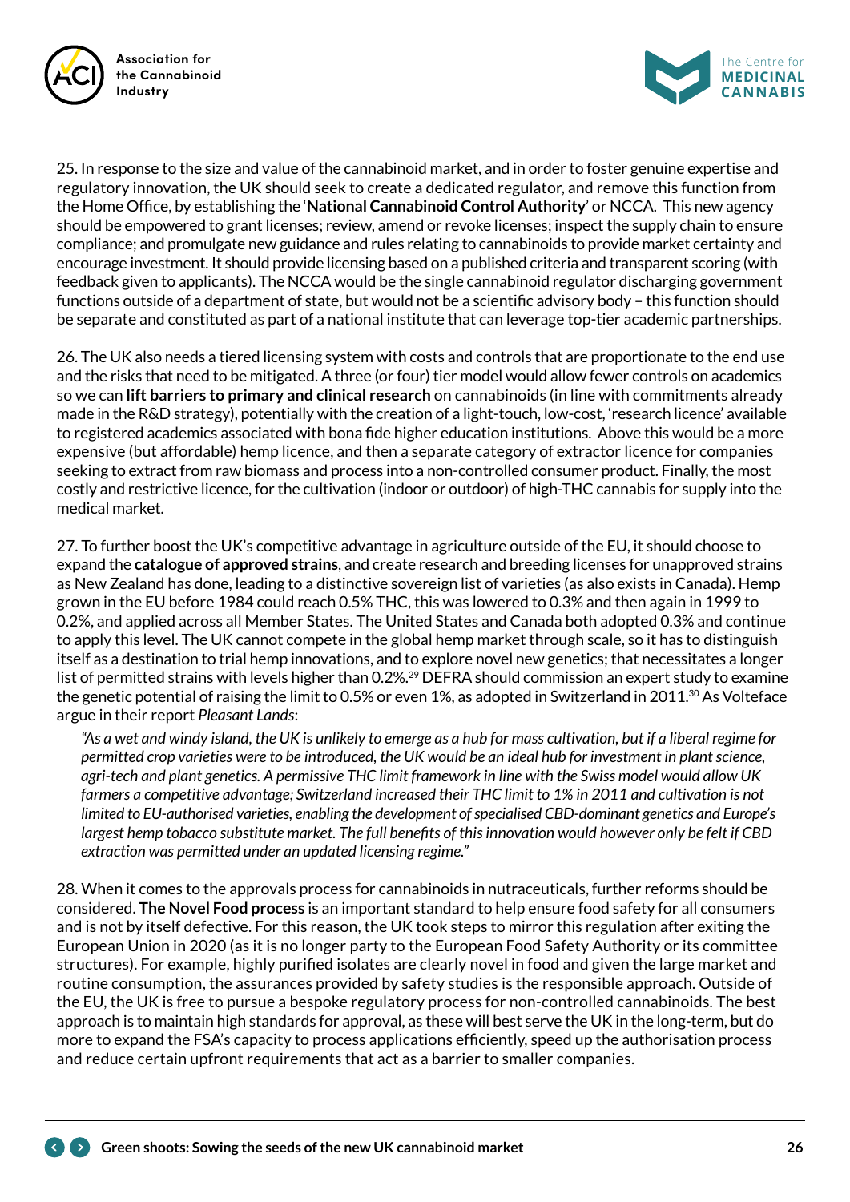25. In response to the size and value of the cannabinoid market, and in order to foster genuine expertise and regulatory innovation, the UK should seek to create a dedicated regulator, and remove this function from the Home Office, by establishing the '**National Cannabinoid Control Authority**' or NCCA. This new agency should be empowered to grant licenses; review, amend or revoke licenses; inspect the supply chain to ensure compliance; and promulgate new guidance and rules relating to cannabinoids to provide market certainty and encourage investment. It should provide licensing based on a published criteria and transparent scoring (with feedback given to applicants). The NCCA would be the single cannabinoid regulator discharging government functions outside of a department of state, but would not be a scientific advisory body – this function should be separate and constituted as part of a national institute that can leverage top-tier academic partnerships.

26. The UK also needs a tiered licensing system with costs and controls that are proportionate to the end use and the risks that need to be mitigated. A three (or four) tier model would allow fewer controls on academics so we can **lift barriers to primary and clinical research** on cannabinoids (in line with commitments already made in the R&D strategy), potentially with the creation of a light-touch, low-cost, 'research licence' available to registered academics associated with bona fide higher education institutions. Above this would be a more expensive (but affordable) hemp licence, and then a separate category of extractor licence for companies seeking to extract from raw biomass and process into a non-controlled consumer product. Finally, the most costly and restrictive licence, for the cultivation (indoor or outdoor) of high-THC cannabis for supply into the medical market.

27. To further boost the UK's competitive advantage in agriculture outside of the EU, it should choose to expand the **catalogue of approved strains**, and create research and breeding licenses for unapproved strains as New Zealand has done, leading to a distinctive sovereign list of varieties (as also exists in Canada). Hemp grown in the EU before 1984 could reach 0.5% THC, this was lowered to 0.3% and then again in 1999 to 0.2%, and applied across all Member States. The United States and Canada both adopted 0.3% and continue to apply this level. The UK cannot compete in the global hemp market through scale, so it has to distinguish itself as a destination to trial hemp innovations, and to explore novel new genetics; that necessitates a longer list of permitted strains with levels higher than 0.2%.[29] DEFRA should commission an expert study to examine the genetic potential of raising the limit to 0.5% or even 1%, as adopted in Switzerland in 2011.[30] As Volteface argue in their report *Pleasant Lands*:

> *"As a wet and windy island, the UK is unlikely to emerge as a hub for mass cultivation, but if a liberal regime for permitted crop varieties were to be introduced, the UK would be an ideal hub for investment in plant science, agri-tech and plant genetics. A permissive THC limit framework in line with the Swiss model would allow UK farmers a competitive advantage; Switzerland increased their THC limit to 1% in 2011 and cultivation is not limited to EU-authorised varieties, enabling the development of specialised CBD-dominant genetics and Europe's largest hemp tobacco substitute market. The full benefits of this innovation would however only be felt if CBD extraction was permitted under an updated licensing regime."*

28. When it comes to the approvals process for cannabinoids in nutraceuticals, further reforms should be considered. **The Novel Food process** is an important standard to help ensure food safety for all consumers and is not by itself defective. For this reason, the UK took steps to mirror this regulation after exiting the European Union in 2020 (as it is no longer party to the European Food Safety Authority or its committee structures). For example, highly purified isolates are clearly novel in food and given the large market and routine consumption, the assurances provided by safety studies is the responsible approach. Outside of the EU, the UK is free to pursue a bespoke regulatory process for non-controlled cannabinoids. The best approach is to maintain high standards for approval, as these will best serve the UK in the long-term, but do more to expand the FSA's capacity to process applications efficiently, speed up the authorisation process and reduce certain upfront requirements that act as a barrier to smaller companies.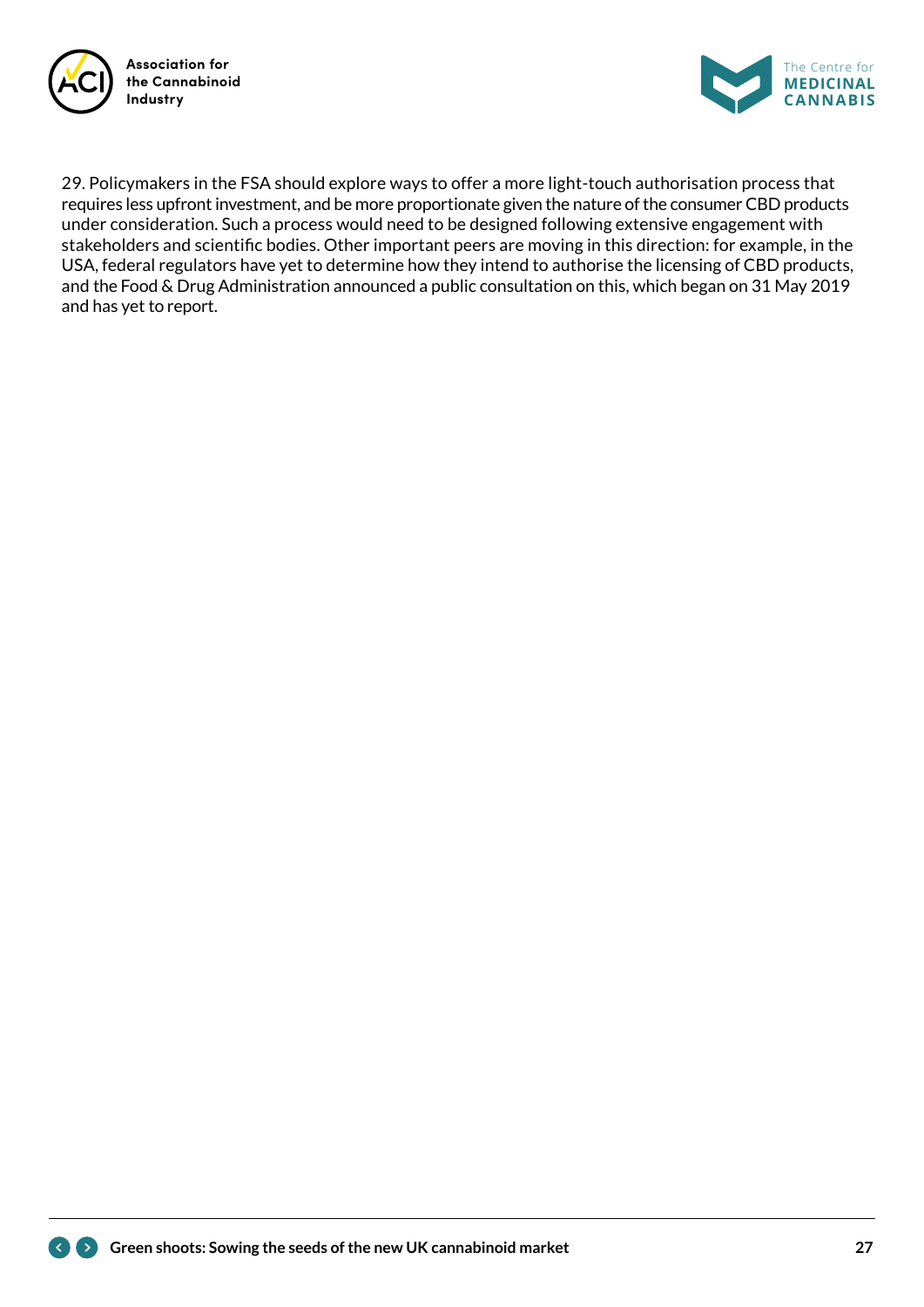29. Policymakers in the FSA should explore ways to offer a more light-touch authorisation process that requires less upfront investment, and be more proportionate given the nature of the consumer CBD products under consideration. Such a process would need to be designed following extensive engagement with stakeholders and scientific bodies. Other important peers are moving in this direction: for example, in the USA, federal regulators have yet to determine how they intend to authorise the licensing of CBD products, and the Food & Drug Administration announced a public consultation on this, which began on 31 May 2019 and has yet to report.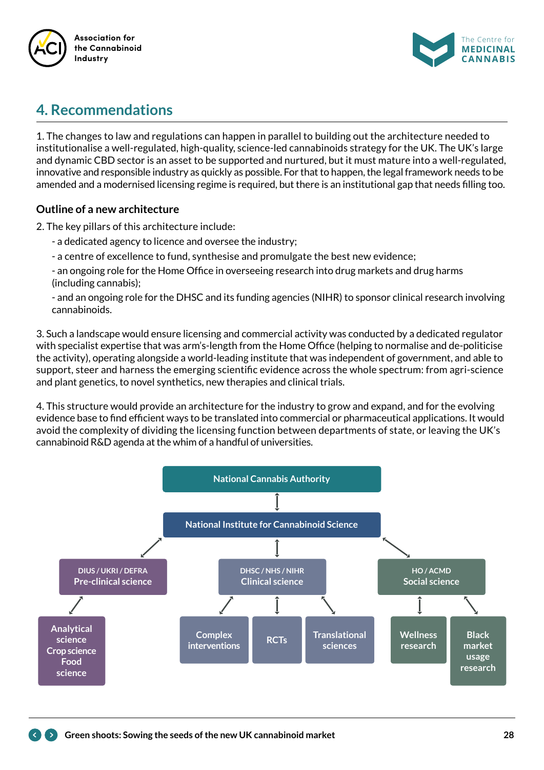## 4. Recommendations

1. The changes to law and regulations can happen in parallel to building out the architecture needed to institutionalise a well-regulated, high-quality, science-led cannabinoids strategy for the UK. The UK's large and dynamic CBD sector is an asset to be supported and nurtured, but it must mature into a well-regulated, innovative and responsible industry as quickly as possible. For that to happen, the legal framework needs to be amended and a modernised licensing regime is required, but there is an institutional gap that needs filling too.

### Outline of a new architecture

2. The key pillars of this architecture include:

- a dedicated agency to licence and oversee the industry;
- a centre of excellence to fund, synthesise and promulgate the best new evidence;
- an ongoing role for the Home Office in overseeing research into drug markets and drug harms (including cannabis);
- and an ongoing role for the DHSC and its funding agencies (NIHR) to sponsor clinical research involving cannabinoids.

3. Such a landscape would ensure licensing and commercial activity was conducted by a dedicated regulator with specialist expertise that was arm's-length from the Home Office (helping to normalise and de-politicise the activity), operating alongside a world-leading institute that was independent of government, and able to support, steer and harness the emerging scientific evidence across the whole spectrum: from agri-science and plant genetics, to novel synthetics, new therapies and clinical trials.

4. This structure would provide an architecture for the industry to grow and expand, and for the evolving evidence base to find efficient ways to be translated into commercial or pharmaceutical applications. It would avoid the complexity of dividing the licensing function between departments of state, or leaving the UK's cannabinoid R&D agenda at the whim of a handful of universities.

- National Cannabis Authority
  - National Institute for Cannabinoid Science
    - DIUS / UKRI / DEFRA — Pre-clinical science
      - Analytical science, Crop science, Food science
    - DHSC / NHS / NIHR — Clinical science
      - Complex interventions
      - RCTs
      - Translational sciences
    - HO / ACMD — Social science
      - Wellness research
      - Black market usage research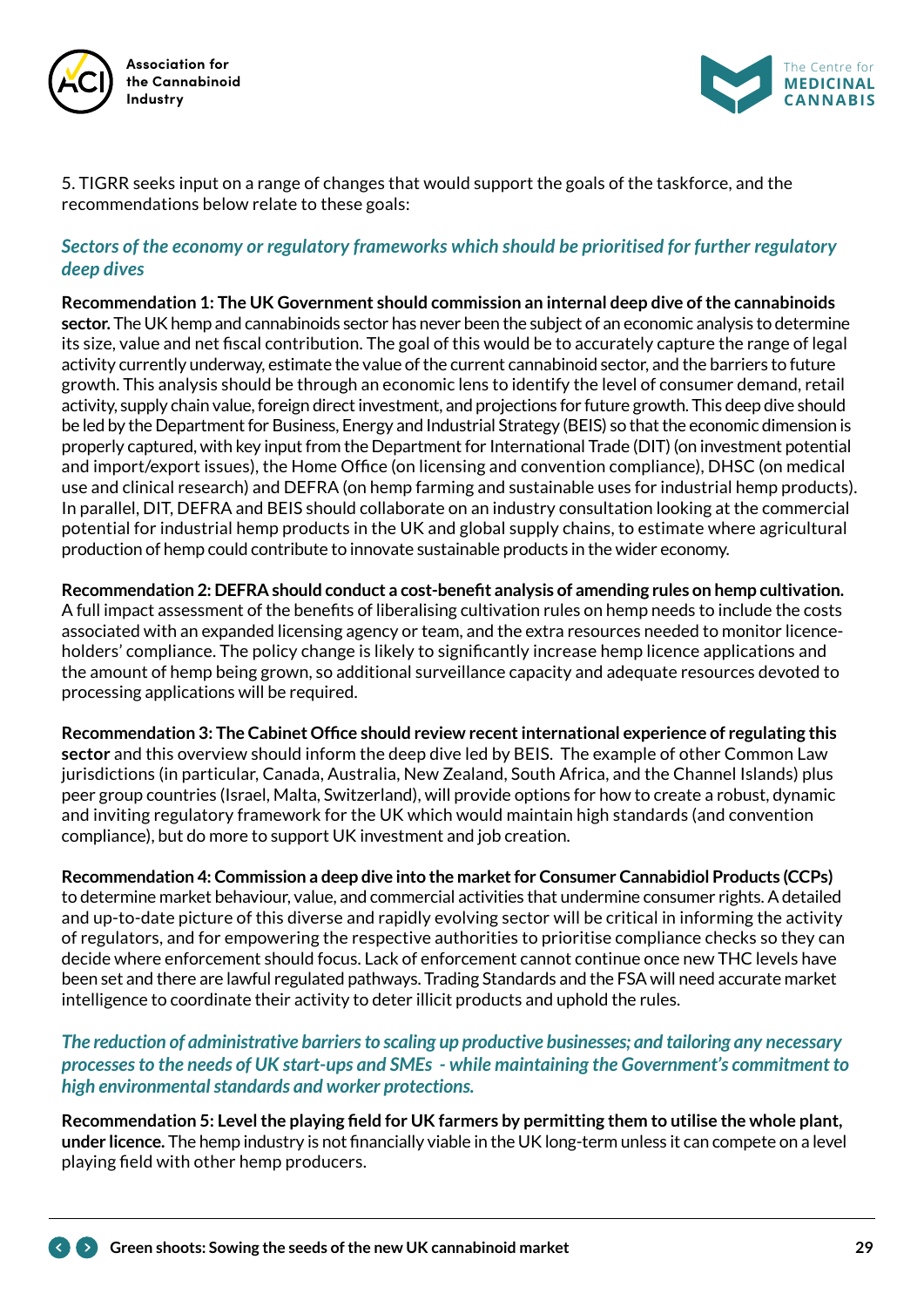5. TIGRR seeks input on a range of changes that would support the goals of the taskforce, and the recommendations below relate to these goals:

### *Sectors of the economy or regulatory frameworks which should be prioritised for further regulatory deep dives*

**Recommendation 1: The UK Government should commission an internal deep dive of the cannabinoids sector.** The UK hemp and cannabinoids sector has never been the subject of an economic analysis to determine its size, value and net fiscal contribution. The goal of this would be to accurately capture the range of legal activity currently underway, estimate the value of the current cannabinoid sector, and the barriers to future growth. This analysis should be through an economic lens to identify the level of consumer demand, retail activity, supply chain value, foreign direct investment, and projections for future growth. This deep dive should be led by the Department for Business, Energy and Industrial Strategy (BEIS) so that the economic dimension is properly captured, with key input from the Department for International Trade (DIT) (on investment potential and import/export issues), the Home Office (on licensing and convention compliance), DHSC (on medical use and clinical research) and DEFRA (on hemp farming and sustainable uses for industrial hemp products). In parallel, DIT, DEFRA and BEIS should collaborate on an industry consultation looking at the commercial potential for industrial hemp products in the UK and global supply chains, to estimate where agricultural production of hemp could contribute to innovate sustainable products in the wider economy.

**Recommendation 2: DEFRA should conduct a cost-benefit analysis of amending rules on hemp cultivation.** A full impact assessment of the benefits of liberalising cultivation rules on hemp needs to include the costs associated with an expanded licensing agency or team, and the extra resources needed to monitor licence-holders' compliance. The policy change is likely to significantly increase hemp licence applications and the amount of hemp being grown, so additional surveillance capacity and adequate resources devoted to processing applications will be required.

**Recommendation 3: The Cabinet Office should review recent international experience of regulating this sector** and this overview should inform the deep dive led by BEIS. The example of other Common Law jurisdictions (in particular, Canada, Australia, New Zealand, South Africa, and the Channel Islands) plus peer group countries (Israel, Malta, Switzerland), will provide options for how to create a robust, dynamic and inviting regulatory framework for the UK which would maintain high standards (and convention compliance), but do more to support UK investment and job creation.

**Recommendation 4: Commission a deep dive into the market for Consumer Cannabidiol Products (CCPs)** to determine market behaviour, value, and commercial activities that undermine consumer rights. A detailed and up-to-date picture of this diverse and rapidly evolving sector will be critical in informing the activity of regulators, and for empowering the respective authorities to prioritise compliance checks so they can decide where enforcement should focus. Lack of enforcement cannot continue once new THC levels have been set and there are lawful regulated pathways. Trading Standards and the FSA will need accurate market intelligence to coordinate their activity to deter illicit products and uphold the rules.

### *The reduction of administrative barriers to scaling up productive businesses; and tailoring any necessary processes to the needs of UK start-ups and SMEs - while maintaining the Government's commitment to high environmental standards and worker protections.*

**Recommendation 5: Level the playing field for UK farmers by permitting them to utilise the whole plant, under licence.** The hemp industry is not financially viable in the UK long-term unless it can compete on a level playing field with other hemp producers.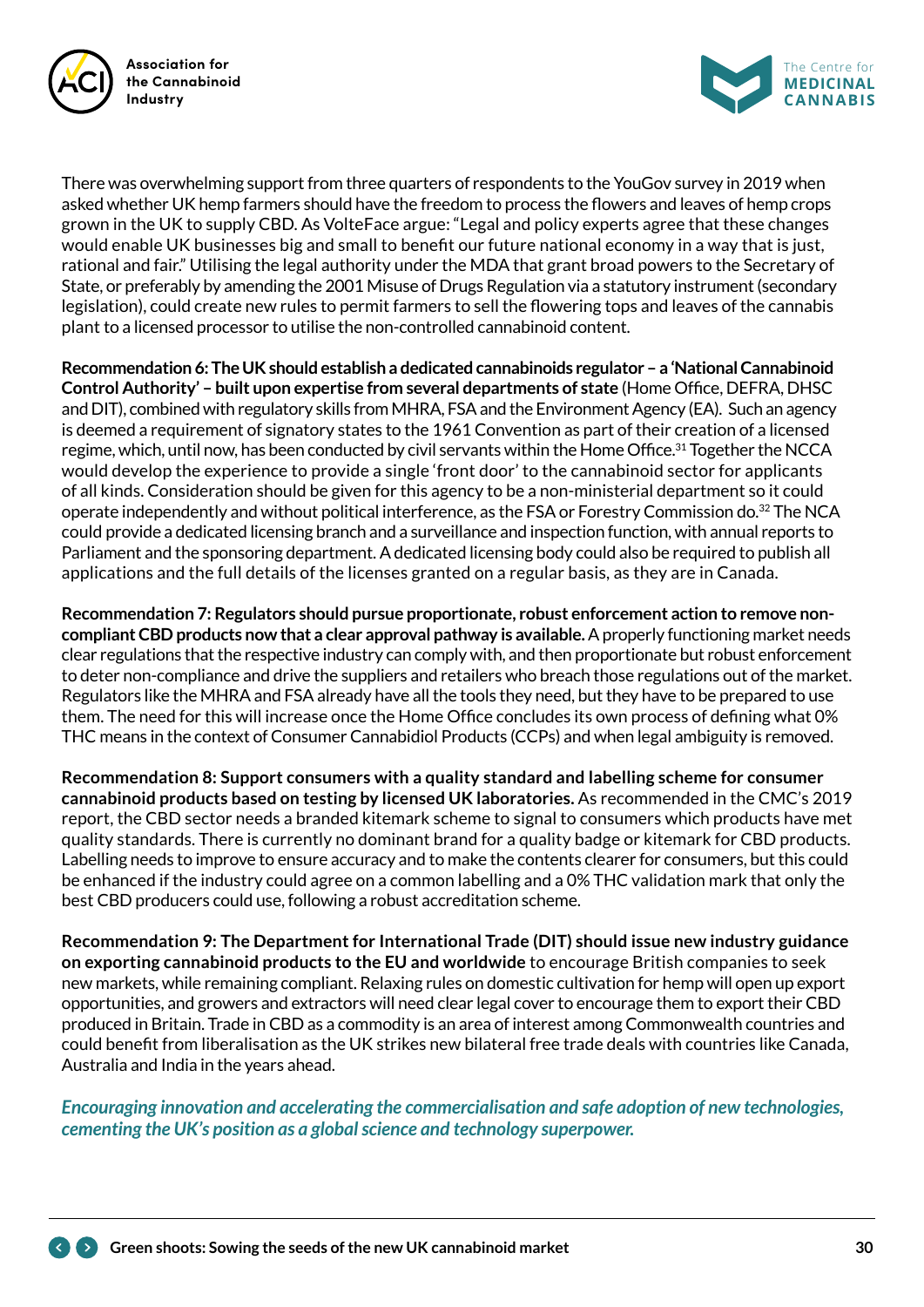There was overwhelming support from three quarters of respondents to the YouGov survey in 2019 when asked whether UK hemp farmers should have the freedom to process the flowers and leaves of hemp crops grown in the UK to supply CBD. As VolteFace argue: "Legal and policy experts agree that these changes would enable UK businesses big and small to benefit our future national economy in a way that is just, rational and fair." Utilising the legal authority under the MDA that grant broad powers to the Secretary of State, or preferably by amending the 2001 Misuse of Drugs Regulation via a statutory instrument (secondary legislation), could create new rules to permit farmers to sell the flowering tops and leaves of the cannabis plant to a licensed processor to utilise the non-controlled cannabinoid content.

**Recommendation 6: The UK should establish a dedicated cannabinoids regulator – a 'National Cannabinoid Control Authority' – built upon expertise from several departments of state** (Home Office, DEFRA, DHSC and DIT), combined with regulatory skills from MHRA, FSA and the Environment Agency (EA). Such an agency is deemed a requirement of signatory states to the 1961 Convention as part of their creation of a licensed regime, which, until now, has been conducted by civil servants within the Home Office.[31] Together the NCCA would develop the experience to provide a single 'front door' to the cannabinoid sector for applicants of all kinds. Consideration should be given for this agency to be a non-ministerial department so it could operate independently and without political interference, as the FSA or Forestry Commission do.[32] The NCA could provide a dedicated licensing branch and a surveillance and inspection function, with annual reports to Parliament and the sponsoring department. A dedicated licensing body could also be required to publish all applications and the full details of the licenses granted on a regular basis, as they are in Canada.

**Recommendation 7: Regulators should pursue proportionate, robust enforcement action to remove non-compliant CBD products now that a clear approval pathway is available.** A properly functioning market needs clear regulations that the respective industry can comply with, and then proportionate but robust enforcement to deter non-compliance and drive the suppliers and retailers who breach those regulations out of the market. Regulators like the MHRA and FSA already have all the tools they need, but they have to be prepared to use them. The need for this will increase once the Home Office concludes its own process of defining what 0% THC means in the context of Consumer Cannabidiol Products (CCPs) and when legal ambiguity is removed.

**Recommendation 8: Support consumers with a quality standard and labelling scheme for consumer cannabinoid products based on testing by licensed UK laboratories.** As recommended in the CMC's 2019 report, the CBD sector needs a branded kitemark scheme to signal to consumers which products have met quality standards. There is currently no dominant brand for a quality badge or kitemark for CBD products. Labelling needs to improve to ensure accuracy and to make the contents clearer for consumers, but this could be enhanced if the industry could agree on a common labelling and a 0% THC validation mark that only the best CBD producers could use, following a robust accreditation scheme.

**Recommendation 9: The Department for International Trade (DIT) should issue new industry guidance on exporting cannabinoid products to the EU and worldwide** to encourage British companies to seek new markets, while remaining compliant. Relaxing rules on domestic cultivation for hemp will open up export opportunities, and growers and extractors will need clear legal cover to encourage them to export their CBD produced in Britain. Trade in CBD as a commodity is an area of interest among Commonwealth countries and could benefit from liberalisation as the UK strikes new bilateral free trade deals with countries like Canada, Australia and India in the years ahead.

***Encouraging innovation and accelerating the commercialisation and safe adoption of new technologies, cementing the UK's position as a global science and technology superpower.***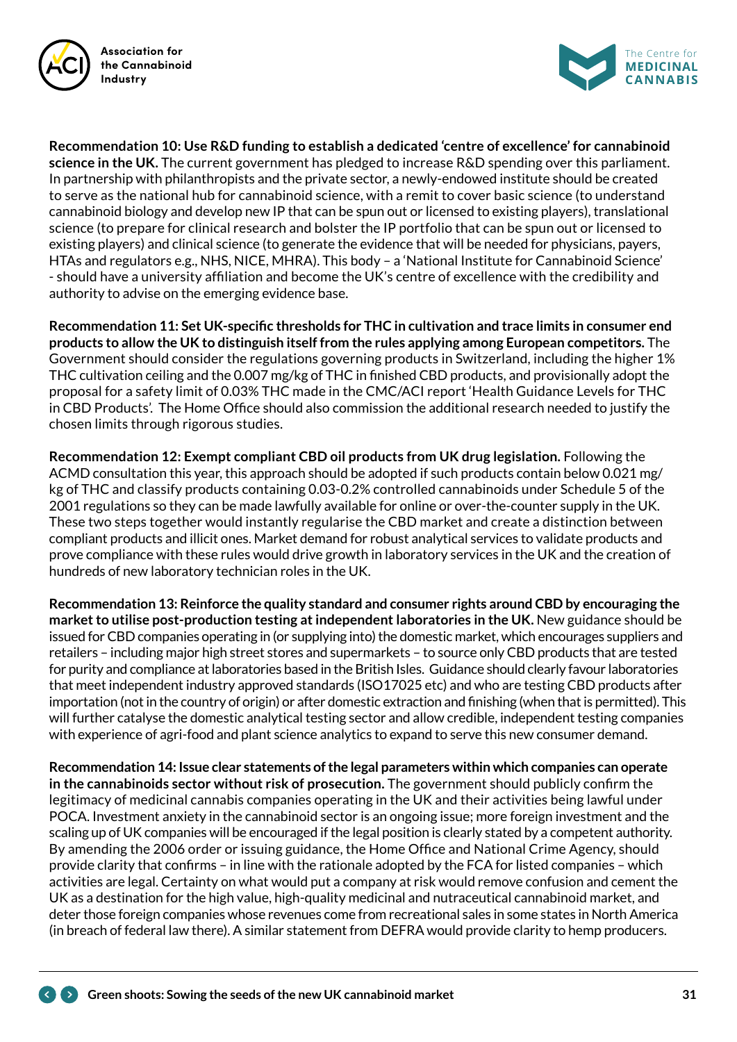**Recommendation 10: Use R&D funding to establish a dedicated 'centre of excellence' for cannabinoid science in the UK.** The current government has pledged to increase R&D spending over this parliament. In partnership with philanthropists and the private sector, a newly-endowed institute should be created to serve as the national hub for cannabinoid science, with a remit to cover basic science (to understand cannabinoid biology and develop new IP that can be spun out or licensed to existing players), translational science (to prepare for clinical research and bolster the IP portfolio that can be spun out or licensed to existing players) and clinical science (to generate the evidence that will be needed for physicians, payers, HTAs and regulators e.g., NHS, NICE, MHRA). This body – a 'National Institute for Cannabinoid Science' - should have a university affiliation and become the UK's centre of excellence with the credibility and authority to advise on the emerging evidence base.

**Recommendation 11: Set UK-specific thresholds for THC in cultivation and trace limits in consumer end products to allow the UK to distinguish itself from the rules applying among European competitors.** The Government should consider the regulations governing products in Switzerland, including the higher 1% THC cultivation ceiling and the 0.007 mg/kg of THC in finished CBD products, and provisionally adopt the proposal for a safety limit of 0.03% THC made in the CMC/ACI report 'Health Guidance Levels for THC in CBD Products'. The Home Office should also commission the additional research needed to justify the chosen limits through rigorous studies.

**Recommendation 12: Exempt compliant CBD oil products from UK drug legislation.** Following the ACMD consultation this year, this approach should be adopted if such products contain below 0.021 mg/kg of THC and classify products containing 0.03-0.2% controlled cannabinoids under Schedule 5 of the 2001 regulations so they can be made lawfully available for online or over-the-counter supply in the UK. These two steps together would instantly regularise the CBD market and create a distinction between compliant products and illicit ones. Market demand for robust analytical services to validate products and prove compliance with these rules would drive growth in laboratory services in the UK and the creation of hundreds of new laboratory technician roles in the UK.

**Recommendation 13: Reinforce the quality standard and consumer rights around CBD by encouraging the market to utilise post-production testing at independent laboratories in the UK.** New guidance should be issued for CBD companies operating in (or supplying into) the domestic market, which encourages suppliers and retailers – including major high street stores and supermarkets – to source only CBD products that are tested for purity and compliance at laboratories based in the British Isles. Guidance should clearly favour laboratories that meet independent industry approved standards (ISO17025 etc) and who are testing CBD products after importation (not in the country of origin) or after domestic extraction and finishing (when that is permitted). This will further catalyse the domestic analytical testing sector and allow credible, independent testing companies with experience of agri-food and plant science analytics to expand to serve this new consumer demand.

**Recommendation 14: Issue clear statements of the legal parameters within which companies can operate in the cannabinoids sector without risk of prosecution.** The government should publicly confirm the legitimacy of medicinal cannabis companies operating in the UK and their activities being lawful under POCA. Investment anxiety in the cannabinoid sector is an ongoing issue; more foreign investment and the scaling up of UK companies will be encouraged if the legal position is clearly stated by a competent authority. By amending the 2006 order or issuing guidance, the Home Office and National Crime Agency, should provide clarity that confirms – in line with the rationale adopted by the FCA for listed companies – which activities are legal. Certainty on what would put a company at risk would remove confusion and cement the UK as a destination for the high value, high-quality medicinal and nutraceutical cannabinoid market, and deter those foreign companies whose revenues come from recreational sales in some states in North America (in breach of federal law there). A similar statement from DEFRA would provide clarity to hemp producers.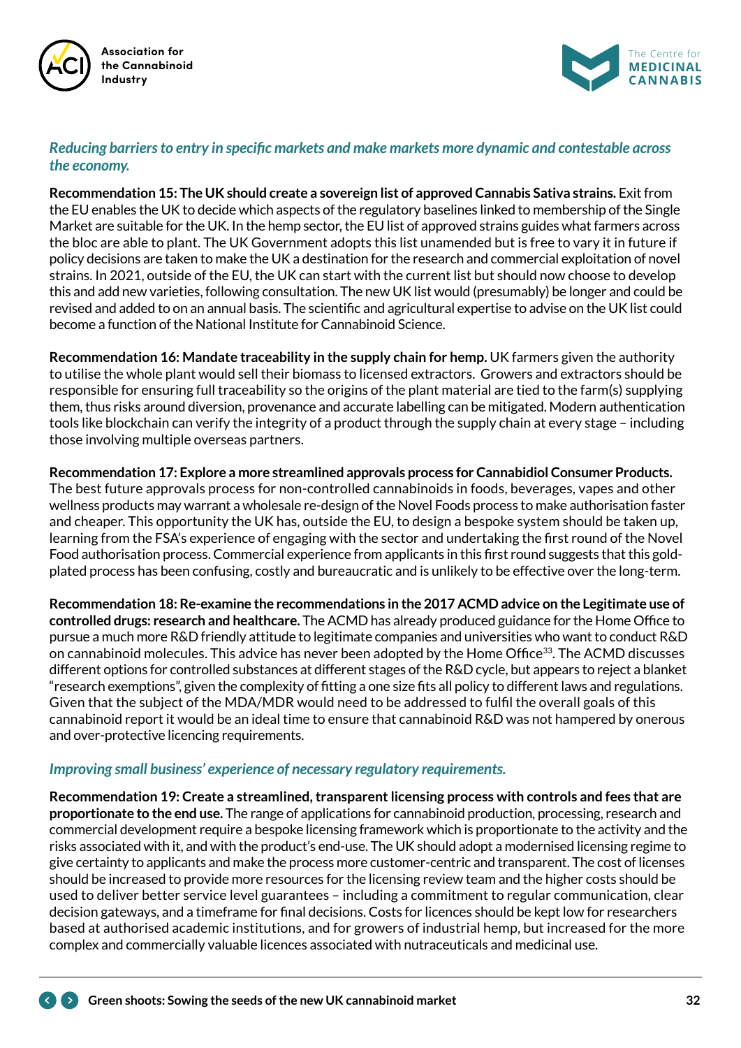*Reducing barriers to entry in specific markets and make markets more dynamic and contestable across the economy.*

**Recommendation 15: The UK should create a sovereign list of approved Cannabis Sativa strains.** Exit from the EU enables the UK to decide which aspects of the regulatory baselines linked to membership of the Single Market are suitable for the UK. In the hemp sector, the EU list of approved strains guides what farmers across the bloc are able to plant. The UK Government adopts this list unamended but is free to vary it in future if policy decisions are taken to make the UK a destination for the research and commercial exploitation of novel strains. In 2021, outside of the EU, the UK can start with the current list but should now choose to develop this and add new varieties, following consultation. The new UK list would (presumably) be longer and could be revised and added to on an annual basis. The scientific and agricultural expertise to advise on the UK list could become a function of the National Institute for Cannabinoid Science.

**Recommendation 16: Mandate traceability in the supply chain for hemp.** UK farmers given the authority to utilise the whole plant would sell their biomass to licensed extractors. Growers and extractors should be responsible for ensuring full traceability so the origins of the plant material are tied to the farm(s) supplying them, thus risks around diversion, provenance and accurate labelling can be mitigated. Modern authentication tools like blockchain can verify the integrity of a product through the supply chain at every stage – including those involving multiple overseas partners.

**Recommendation 17: Explore a more streamlined approvals process for Cannabidiol Consumer Products.** The best future approvals process for non-controlled cannabinoids in foods, beverages, vapes and other wellness products may warrant a wholesale re-design of the Novel Foods process to make authorisation faster and cheaper. This opportunity the UK has, outside the EU, to design a bespoke system should be taken up, learning from the FSA's experience of engaging with the sector and undertaking the first round of the Novel Food authorisation process. Commercial experience from applicants in this first round suggests that this gold-plated process has been confusing, costly and bureaucratic and is unlikely to be effective over the long-term.

**Recommendation 18: Re-examine the recommendations in the 2017 ACMD advice on the Legitimate use of controlled drugs: research and healthcare.** The ACMD has already produced guidance for the Home Office to pursue a much more R&D friendly attitude to legitimate companies and universities who want to conduct R&D on cannabinoid molecules. This advice has never been adopted by the Home Office[33]. The ACMD discusses different options for controlled substances at different stages of the R&D cycle, but appears to reject a blanket "research exemptions", given the complexity of fitting a one size fits all policy to different laws and regulations. Given that the subject of the MDA/MDR would need to be addressed to fulfil the overall goals of this cannabinoid report it would be an ideal time to ensure that cannabinoid R&D was not hampered by onerous and over-protective licencing requirements.

*Improving small business' experience of necessary regulatory requirements.*

**Recommendation 19: Create a streamlined, transparent licensing process with controls and fees that are proportionate to the end use.** The range of applications for cannabinoid production, processing, research and commercial development require a bespoke licensing framework which is proportionate to the activity and the risks associated with it, and with the product's end-use. The UK should adopt a modernised licensing regime to give certainty to applicants and make the process more customer-centric and transparent. The cost of licenses should be increased to provide more resources for the licensing review team and the higher costs should be used to deliver better service level guarantees – including a commitment to regular communication, clear decision gateways, and a timeframe for final decisions. Costs for licences should be kept low for researchers based at authorised academic institutions, and for growers of industrial hemp, but increased for the more complex and commercially valuable licences associated with nutraceuticals and medicinal use.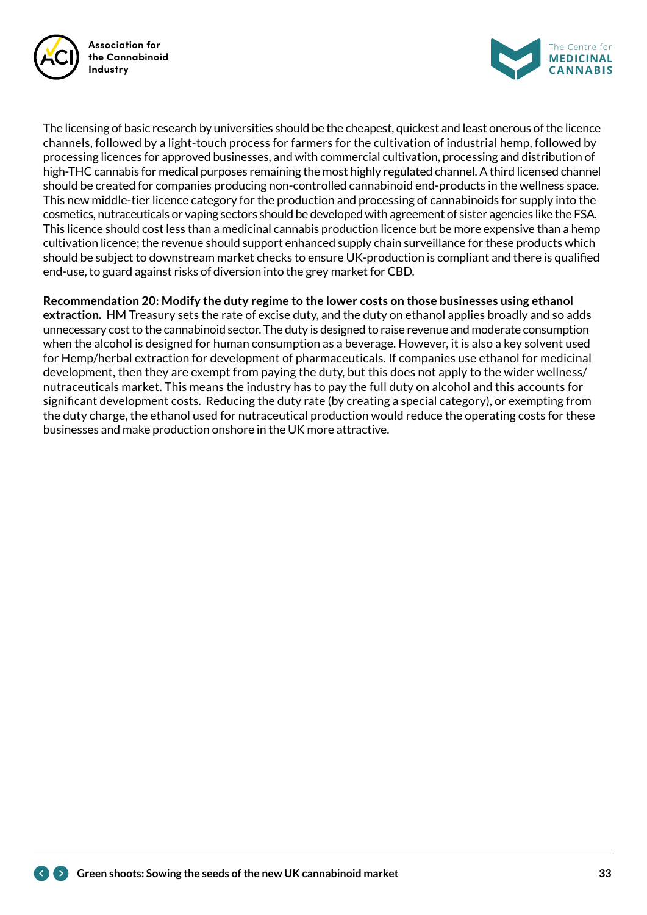The licensing of basic research by universities should be the cheapest, quickest and least onerous of the licence channels, followed by a light-touch process for farmers for the cultivation of industrial hemp, followed by processing licences for approved businesses, and with commercial cultivation, processing and distribution of high-THC cannabis for medical purposes remaining the most highly regulated channel. A third licensed channel should be created for companies producing non-controlled cannabinoid end-products in the wellness space. This new middle-tier licence category for the production and processing of cannabinoids for supply into the cosmetics, nutraceuticals or vaping sectors should be developed with agreement of sister agencies like the FSA. This licence should cost less than a medicinal cannabis production licence but be more expensive than a hemp cultivation licence; the revenue should support enhanced supply chain surveillance for these products which should be subject to downstream market checks to ensure UK-production is compliant and there is qualified end-use, to guard against risks of diversion into the grey market for CBD.

**Recommendation 20: Modify the duty regime to the lower costs on those businesses using ethanol extraction.** HM Treasury sets the rate of excise duty, and the duty on ethanol applies broadly and so adds unnecessary cost to the cannabinoid sector. The duty is designed to raise revenue and moderate consumption when the alcohol is designed for human consumption as a beverage. However, it is also a key solvent used for Hemp/herbal extraction for development of pharmaceuticals. If companies use ethanol for medicinal development, then they are exempt from paying the duty, but this does not apply to the wider wellness/nutraceuticals market. This means the industry has to pay the full duty on alcohol and this accounts for significant development costs. Reducing the duty rate (by creating a special category), or exempting from the duty charge, the ethanol used for nutraceutical production would reduce the operating costs for these businesses and make production onshore in the UK more attractive.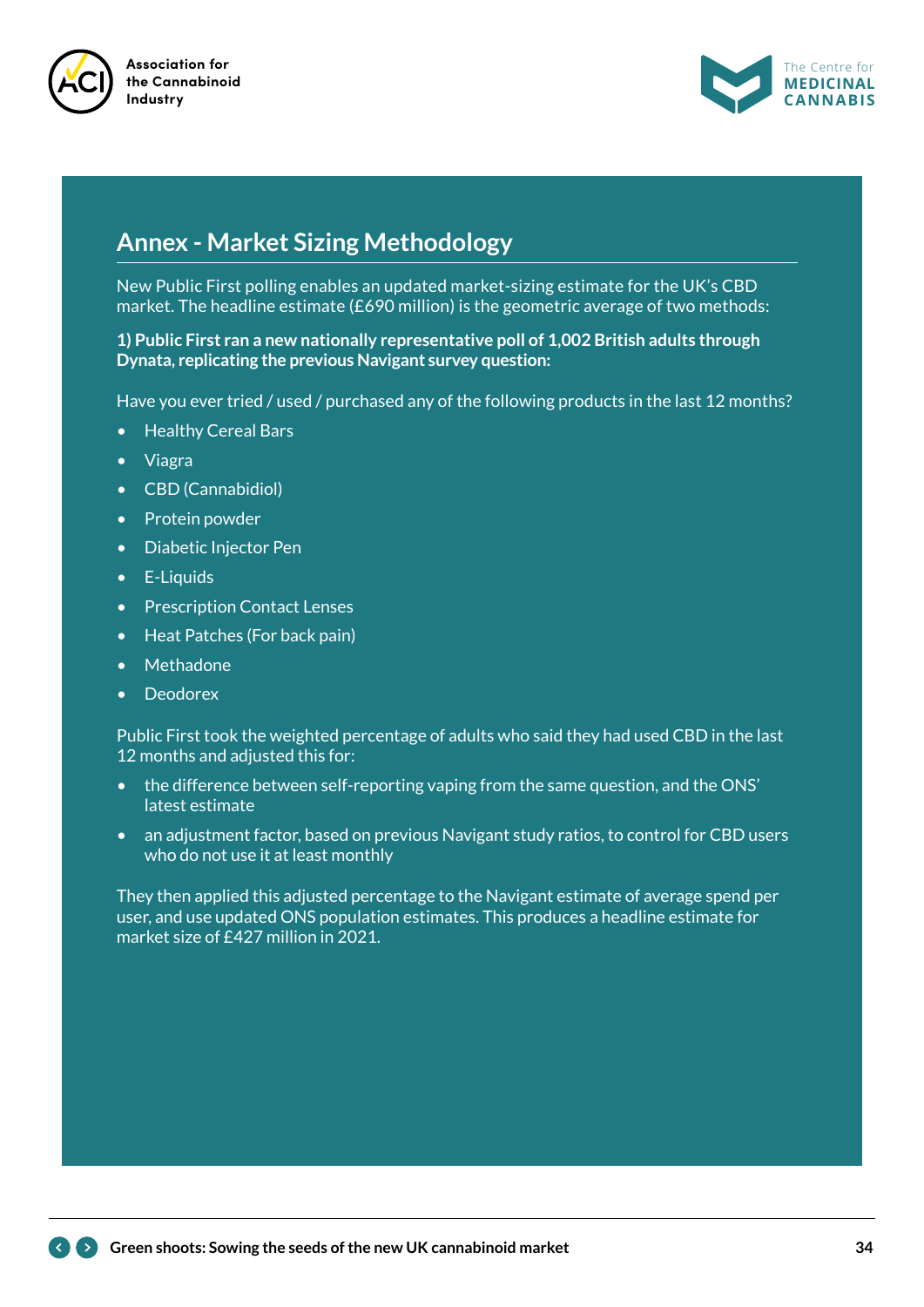## Annex - Market Sizing Methodology

New Public First polling enables an updated market-sizing estimate for the UK's CBD market. The headline estimate (£690 million) is the geometric average of two methods:

**1) Public First ran a new nationally representative poll of 1,002 British adults through Dynata, replicating the previous Navigant survey question:**

Have you ever tried / used / purchased any of the following products in the last 12 months?

- Healthy Cereal Bars
- Viagra
- CBD (Cannabidiol)
- Protein powder
- Diabetic Injector Pen
- E-Liquids
- Prescription Contact Lenses
- Heat Patches (For back pain)
- Methadone
- Deodorex

Public First took the weighted percentage of adults who said they had used CBD in the last 12 months and adjusted this for:

- the difference between self-reporting vaping from the same question, and the ONS' latest estimate
- an adjustment factor, based on previous Navigant study ratios, to control for CBD users who do not use it at least monthly

They then applied this adjusted percentage to the Navigant estimate of average spend per user, and use updated ONS population estimates. This produces a headline estimate for market size of £427 million in 2021.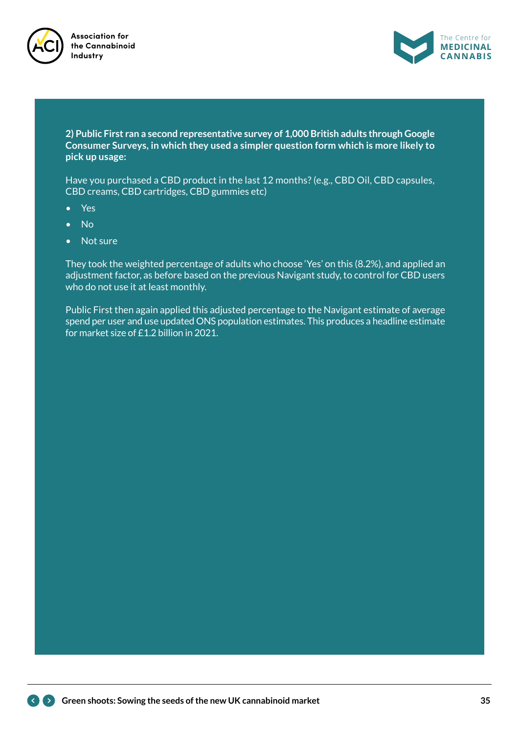**2) Public First ran a second representative survey of 1,000 British adults through Google Consumer Surveys, in which they used a simpler question form which is more likely to pick up usage:**

Have you purchased a CBD product in the last 12 months? (e.g., CBD Oil, CBD capsules, CBD creams, CBD cartridges, CBD gummies etc)

- Yes
- No
- Not sure

They took the weighted percentage of adults who choose 'Yes' on this (8.2%), and applied an adjustment factor, as before based on the previous Navigant study, to control for CBD users who do not use it at least monthly.

Public First then again applied this adjusted percentage to the Navigant estimate of average spend per user and use updated ONS population estimates. This produces a headline estimate for market size of £1.2 billion in 2021.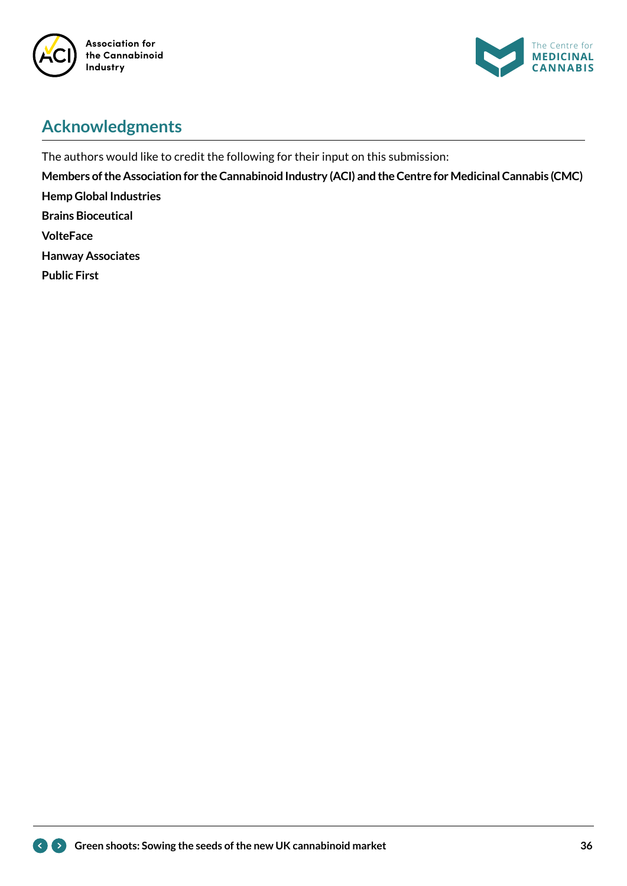## Acknowledgments

The authors would like to credit the following for their input on this submission:

**Members of the Association for the Cannabinoid Industry (ACI) and the Centre for Medicinal Cannabis (CMC)**

**Hemp Global Industries**

**Brains Bioceutical**

**VolteFace**

**Hanway Associates**

**Public First**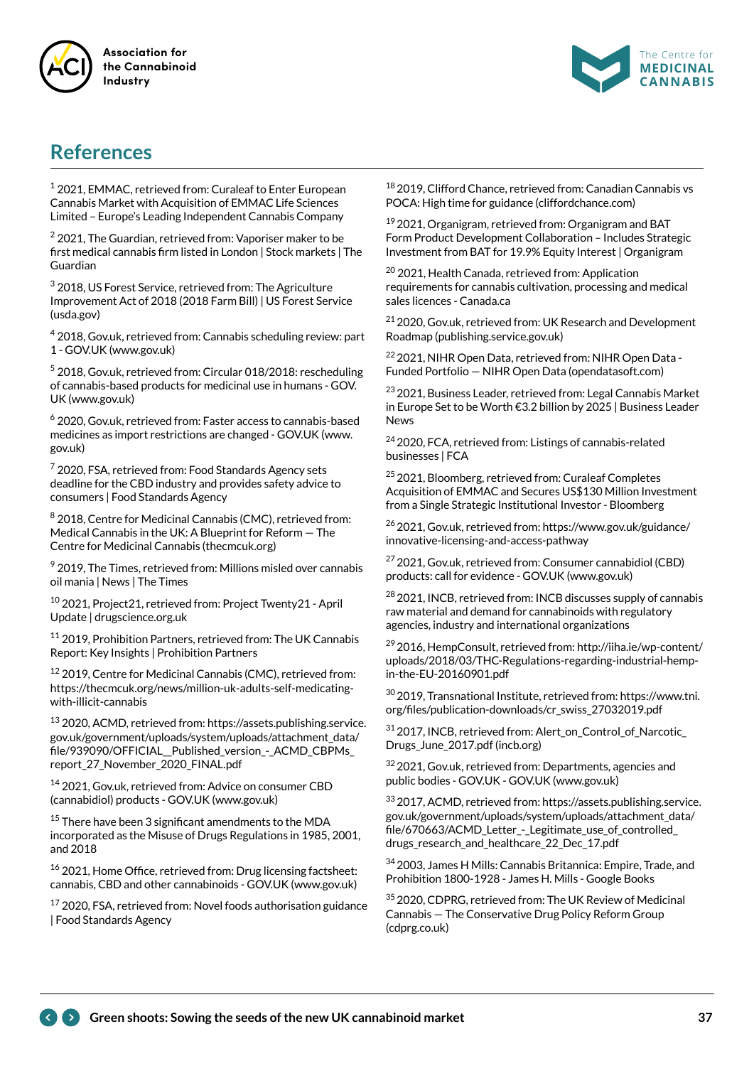# References

[1] 2021, EMMAC, retrieved from: Curaleaf to Enter European Cannabis Market with Acquisition of EMMAC Life Sciences Limited – Europe's Leading Independent Cannabis Company

[2] 2021, The Guardian, retrieved from: Vaporiser maker to be first medical cannabis firm listed in London | Stock markets | The Guardian

[3] 2018, US Forest Service, retrieved from: The Agriculture Improvement Act of 2018 (2018 Farm Bill) | US Forest Service (usda.gov)

[4] 2018, Gov.uk, retrieved from: Cannabis scheduling review: part 1 - GOV.UK (www.gov.uk)

[5] 2018, Gov.uk, retrieved from: Circular 018/2018: rescheduling of cannabis-based products for medicinal use in humans - GOV.UK (www.gov.uk)

[6] 2020, Gov.uk, retrieved from: Faster access to cannabis-based medicines as import restrictions are changed - GOV.UK (www.gov.uk)

[7] 2020, FSA, retrieved from: Food Standards Agency sets deadline for the CBD industry and provides safety advice to consumers | Food Standards Agency

[8] 2018, Centre for Medicinal Cannabis (CMC), retrieved from: Medical Cannabis in the UK: A Blueprint for Reform — The Centre for Medicinal Cannabis (thecmcuk.org)

[9] 2019, The Times, retrieved from: Millions misled over cannabis oil mania | News | The Times

[10] 2021, Project21, retrieved from: Project Twenty21 - April Update | drugscience.org.uk

[11] 2019, Prohibition Partners, retrieved from: The UK Cannabis Report: Key Insights | Prohibition Partners

[12] 2019, Centre for Medicinal Cannabis (CMC), retrieved from: https://thecmcuk.org/news/million-uk-adults-self-medicating-with-illicit-cannabis

[13] 2020, ACMD, retrieved from: https://assets.publishing.service.gov.uk/government/uploads/system/uploads/attachment_data/file/939090/OFFICIAL__Published_version_-_ACMD_CBPMs_report_27_November_2020_FINAL.pdf

[14] 2021, Gov.uk, retrieved from: Advice on consumer CBD (cannabidiol) products - GOV.UK (www.gov.uk)

[15] There have been 3 significant amendments to the MDA incorporated as the Misuse of Drugs Regulations in 1985, 2001, and 2018

[16] 2021, Home Office, retrieved from: Drug licensing factsheet: cannabis, CBD and other cannabinoids - GOV.UK (www.gov.uk)

[17] 2020, FSA, retrieved from: Novel foods authorisation guidance | Food Standards Agency

[18] 2019, Clifford Chance, retrieved from: Canadian Cannabis vs POCA: High time for guidance (cliffordchance.com)

[19] 2021, Organigram, retrieved from: Organigram and BAT Form Product Development Collaboration – Includes Strategic Investment from BAT for 19.9% Equity Interest | Organigram

[20] 2021, Health Canada, retrieved from: Application requirements for cannabis cultivation, processing and medical sales licences - Canada.ca

[21] 2020, Gov.uk, retrieved from: UK Research and Development Roadmap (publishing.service.gov.uk)

[22] 2021, NIHR Open Data, retrieved from: NIHR Open Data - Funded Portfolio — NIHR Open Data (opendatasoft.com)

[23] 2021, Business Leader, retrieved from: Legal Cannabis Market in Europe Set to be Worth €3.2 billion by 2025 | Business Leader News

[24] 2020, FCA, retrieved from: Listings of cannabis-related businesses | FCA

[25] 2021, Bloomberg, retrieved from: Curaleaf Completes Acquisition of EMMAC and Secures US$130 Million Investment from a Single Strategic Institutional Investor - Bloomberg

[26] 2021, Gov.uk, retrieved from: https://www.gov.uk/guidance/innovative-licensing-and-access-pathway

[27] 2021, Gov.uk, retrieved from: Consumer cannabidiol (CBD) products: call for evidence - GOV.UK (www.gov.uk)

[28] 2021, INCB, retrieved from: INCB discusses supply of cannabis raw material and demand for cannabinoids with regulatory agencies, industry and international organizations

[29] 2016, HempConsult, retrieved from: http://iiha.ie/wp-content/uploads/2018/03/THC-Regulations-regarding-industrial-hemp-in-the-EU-20160901.pdf

[30] 2019, Transnational Institute, retrieved from: https://www.tni.org/files/publication-downloads/cr_swiss_27032019.pdf

[31] 2017, INCB, retrieved from: Alert_on_Control_of_Narcotic_Drugs_June_2017.pdf (incb.org)

[32] 2021, Gov.uk, retrieved from: Departments, agencies and public bodies - GOV.UK - GOV.UK (www.gov.uk)

[33] 2017, ACMD, retrieved from: https://assets.publishing.service.gov.uk/government/uploads/system/uploads/attachment_data/file/670663/ACMD_Letter_-_Legitimate_use_of_controlled_drugs_research_and_healthcare_22_Dec_17.pdf

[34] 2003, James H Mills: Cannabis Britannica: Empire, Trade, and Prohibition 1800-1928 - James H. Mills - Google Books

[35] 2020, CDPRG, retrieved from: The UK Review of Medicinal Cannabis — The Conservative Drug Policy Reform Group (cdprg.co.uk)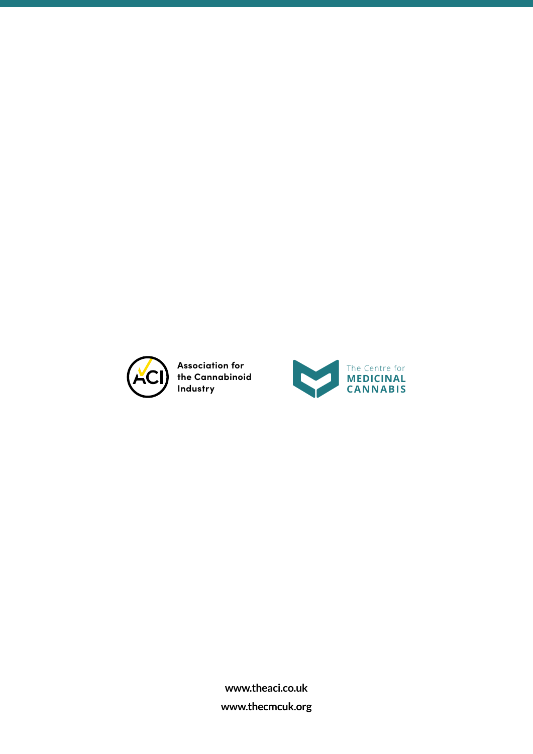Association for the Cannabinoid Industry

The Centre for MEDICINAL CANNABIS

www.theaci.co.uk

www.thecmcuk.org